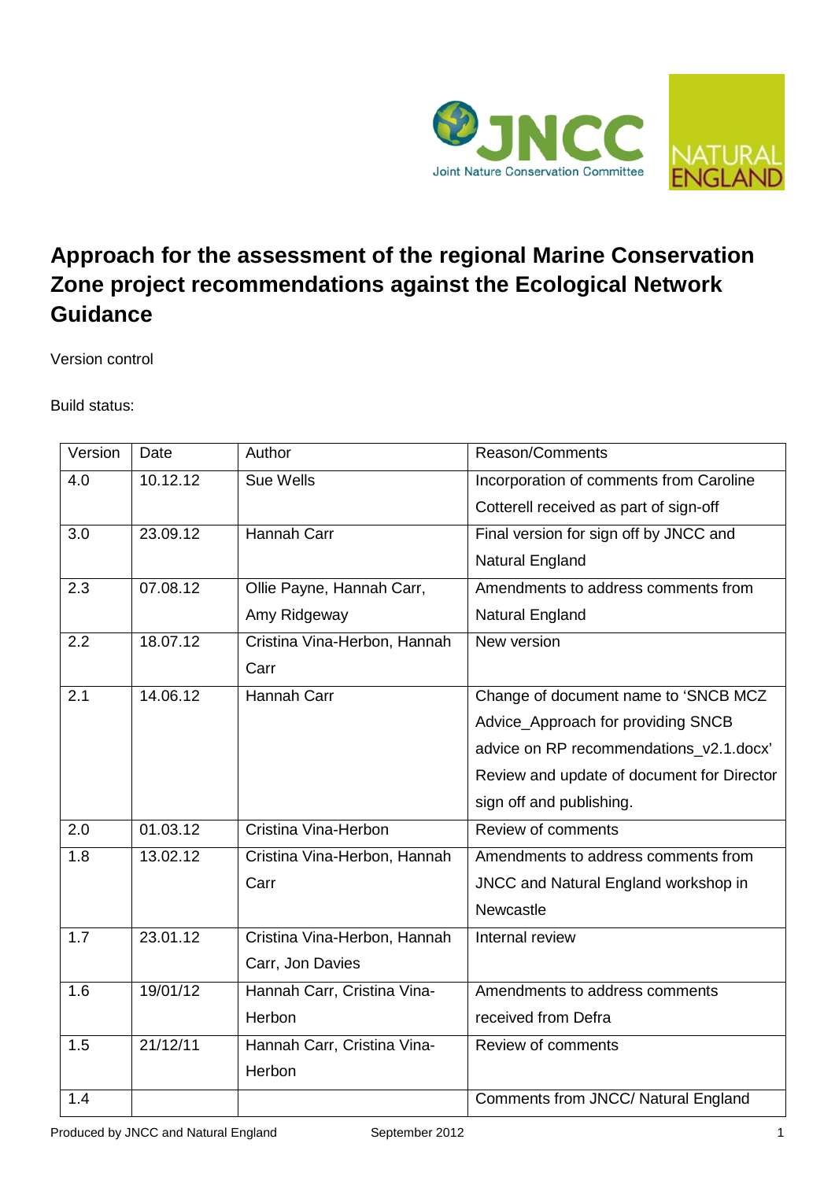# Approach for the assessment of the regional Marine Conservation Zone project recommendations against the Ecological Network Guidance

Version control

Build status:

| Version | Date | Author | Reason/Comments |
|---|---|---|---|
| 4.0 | 10.12.12 | Sue Wells | Incorporation of comments from Caroline Cotterell received as part of sign-off |
| 3.0 | 23.09.12 | Hannah Carr | Final version for sign off by JNCC and Natural England |
| 2.3 | 07.08.12 | Ollie Payne, Hannah Carr, Amy Ridgeway | Amendments to address comments from Natural England |
| 2.2 | 18.07.12 | Cristina Vina-Herbon, Hannah Carr | New version |
| 2.1 | 14.06.12 | Hannah Carr | Change of document name to 'SNCB MCZ Advice_Approach for providing SNCB advice on RP recommendations_v2.1.docx' Review and update of document for Director sign off and publishing. |
| 2.0 | 01.03.12 | Cristina Vina-Herbon | Review of comments |
| 1.8 | 13.02.12 | Cristina Vina-Herbon, Hannah Carr | Amendments to address comments from JNCC and Natural England workshop in Newcastle |
| 1.7 | 23.01.12 | Cristina Vina-Herbon, Hannah Carr, Jon Davies | Internal review |
| 1.6 | 19/01/12 | Hannah Carr, Cristina Vina-Herbon | Amendments to address comments received from Defra |
| 1.5 | 21/12/11 | Hannah Carr, Cristina Vina-Herbon | Review of comments |
| 1.4 | | | Comments from JNCC/ Natural England |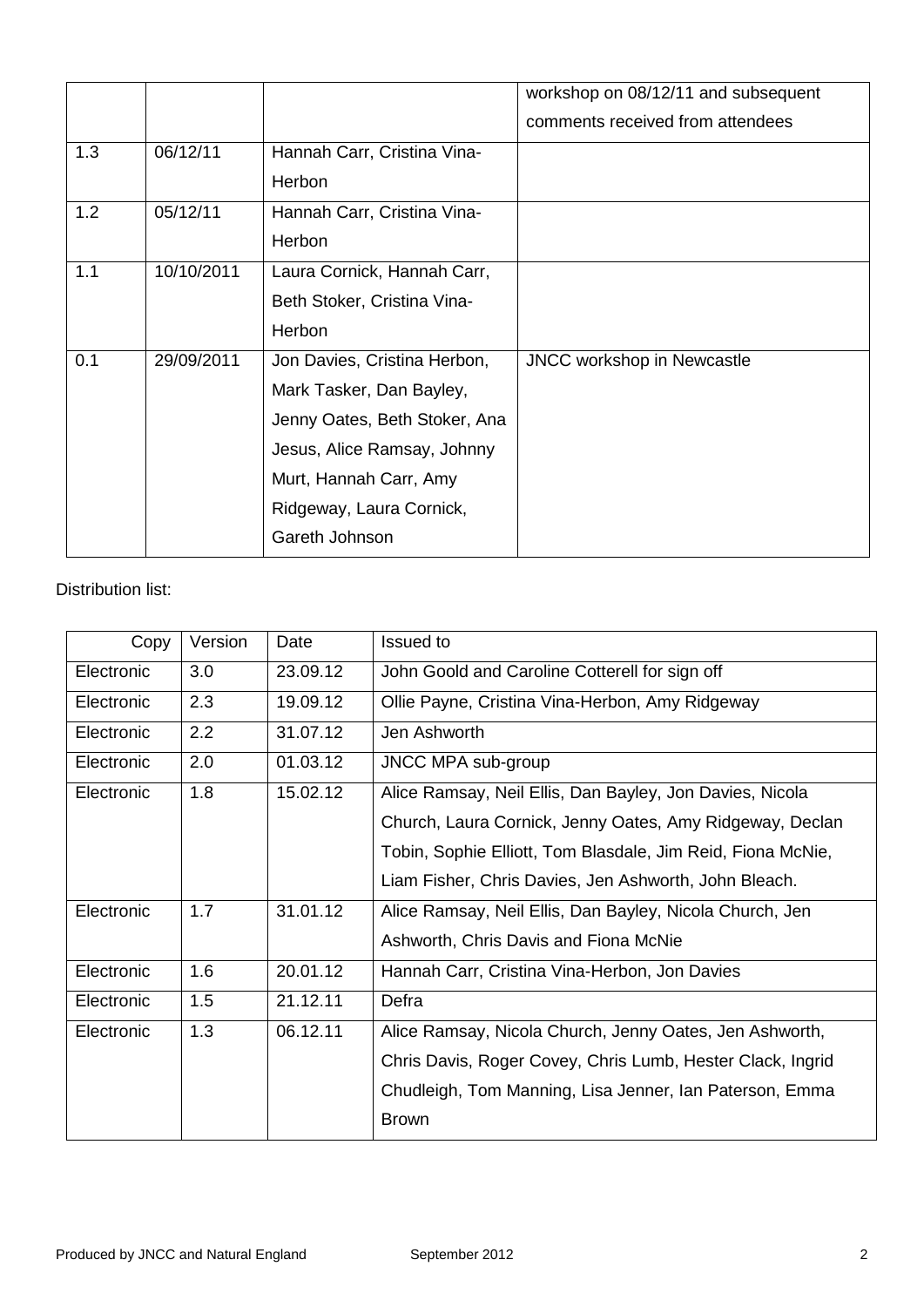| | | | workshop on 08/12/11 and subsequent comments received from attendees |
|---|---|---|---|
| 1.3 | 06/12/11 | Hannah Carr, Cristina Vina-Herbon | |
| 1.2 | 05/12/11 | Hannah Carr, Cristina Vina-Herbon | |
| 1.1 | 10/10/2011 | Laura Cornick, Hannah Carr, Beth Stoker, Cristina Vina-Herbon | |
| 0.1 | 29/09/2011 | Jon Davies, Cristina Herbon, Mark Tasker, Dan Bayley, Jenny Oates, Beth Stoker, Ana Jesus, Alice Ramsay, Johnny Murt, Hannah Carr, Amy Ridgeway, Laura Cornick, Gareth Johnson | JNCC workshop in Newcastle |

Distribution list:

| Copy | Version | Date | Issued to |
|---|---|---|---|
| Electronic | 3.0 | 23.09.12 | John Goold and Caroline Cotterell for sign off |
| Electronic | 2.3 | 19.09.12 | Ollie Payne, Cristina Vina-Herbon, Amy Ridgeway |
| Electronic | 2.2 | 31.07.12 | Jen Ashworth |
| Electronic | 2.0 | 01.03.12 | JNCC MPA sub-group |
| Electronic | 1.8 | 15.02.12 | Alice Ramsay, Neil Ellis, Dan Bayley, Jon Davies, Nicola Church, Laura Cornick, Jenny Oates, Amy Ridgeway, Declan Tobin, Sophie Elliott, Tom Blasdale, Jim Reid, Fiona McNie, Liam Fisher, Chris Davies, Jen Ashworth, John Bleach. |
| Electronic | 1.7 | 31.01.12 | Alice Ramsay, Neil Ellis, Dan Bayley, Nicola Church, Jen Ashworth, Chris Davis and Fiona McNie |
| Electronic | 1.6 | 20.01.12 | Hannah Carr, Cristina Vina-Herbon, Jon Davies |
| Electronic | 1.5 | 21.12.11 | Defra |
| Electronic | 1.3 | 06.12.11 | Alice Ramsay, Nicola Church, Jenny Oates, Jen Ashworth, Chris Davis, Roger Covey, Chris Lumb, Hester Clack, Ingrid Chudleigh, Tom Manning, Lisa Jenner, Ian Paterson, Emma Brown |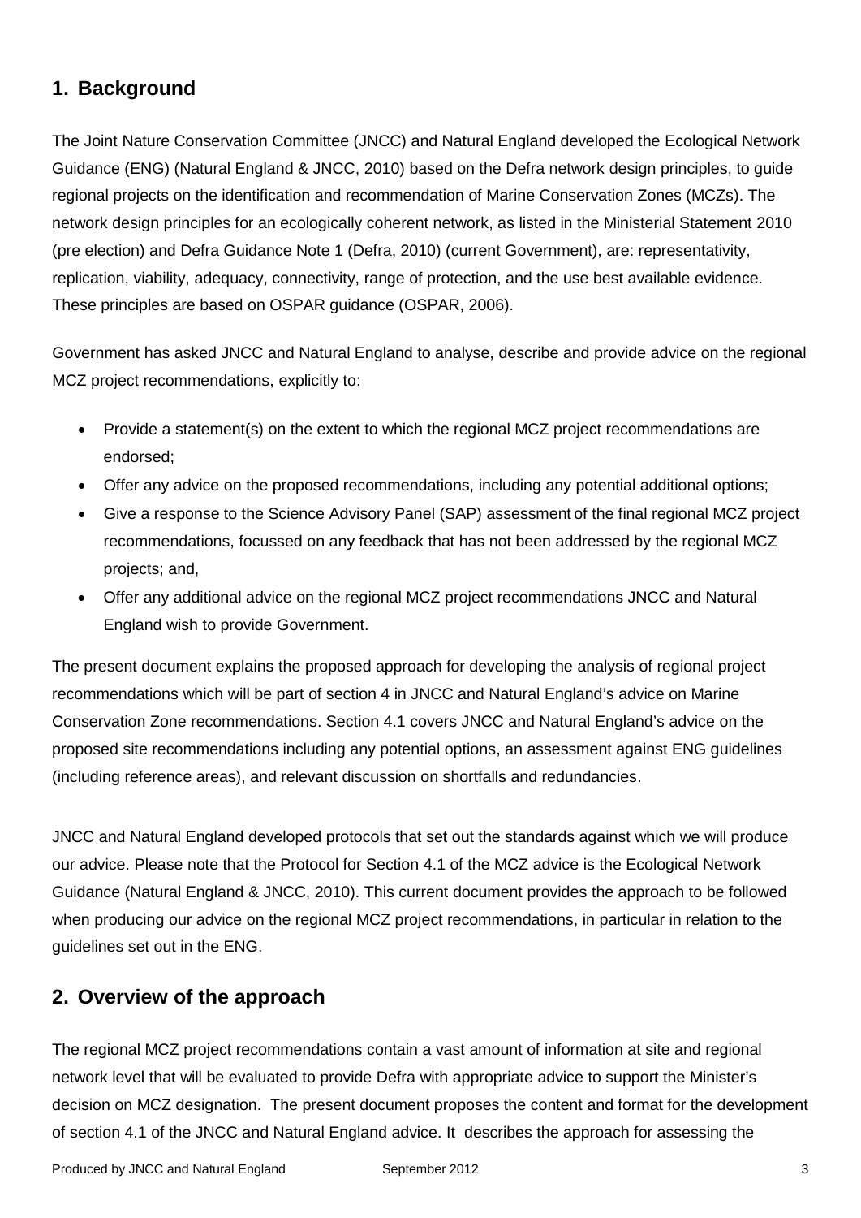## 1. Background

The Joint Nature Conservation Committee (JNCC) and Natural England developed the Ecological Network Guidance (ENG) (Natural England & JNCC, 2010) based on the Defra network design principles, to guide regional projects on the identification and recommendation of Marine Conservation Zones (MCZs). The network design principles for an ecologically coherent network, as listed in the Ministerial Statement 2010 (pre election) and Defra Guidance Note 1 (Defra, 2010) (current Government), are: representativity, replication, viability, adequacy, connectivity, range of protection, and the use best available evidence. These principles are based on OSPAR guidance (OSPAR, 2006).

Government has asked JNCC and Natural England to analyse, describe and provide advice on the regional MCZ project recommendations, explicitly to:

- Provide a statement(s) on the extent to which the regional MCZ project recommendations are endorsed;
- Offer any advice on the proposed recommendations, including any potential additional options;
- Give a response to the Science Advisory Panel (SAP) assessment of the final regional MCZ project recommendations, focussed on any feedback that has not been addressed by the regional MCZ projects; and,
- Offer any additional advice on the regional MCZ project recommendations JNCC and Natural England wish to provide Government.

The present document explains the proposed approach for developing the analysis of regional project recommendations which will be part of section 4 in JNCC and Natural England's advice on Marine Conservation Zone recommendations. Section 4.1 covers JNCC and Natural England's advice on the proposed site recommendations including any potential options, an assessment against ENG guidelines (including reference areas), and relevant discussion on shortfalls and redundancies.

JNCC and Natural England developed protocols that set out the standards against which we will produce our advice. Please note that the Protocol for Section 4.1 of the MCZ advice is the Ecological Network Guidance (Natural England & JNCC, 2010). This current document provides the approach to be followed when producing our advice on the regional MCZ project recommendations, in particular in relation to the guidelines set out in the ENG.

## 2. Overview of the approach

The regional MCZ project recommendations contain a vast amount of information at site and regional network level that will be evaluated to provide Defra with appropriate advice to support the Minister's decision on MCZ designation. The present document proposes the content and format for the development of section 4.1 of the JNCC and Natural England advice. It describes the approach for assessing the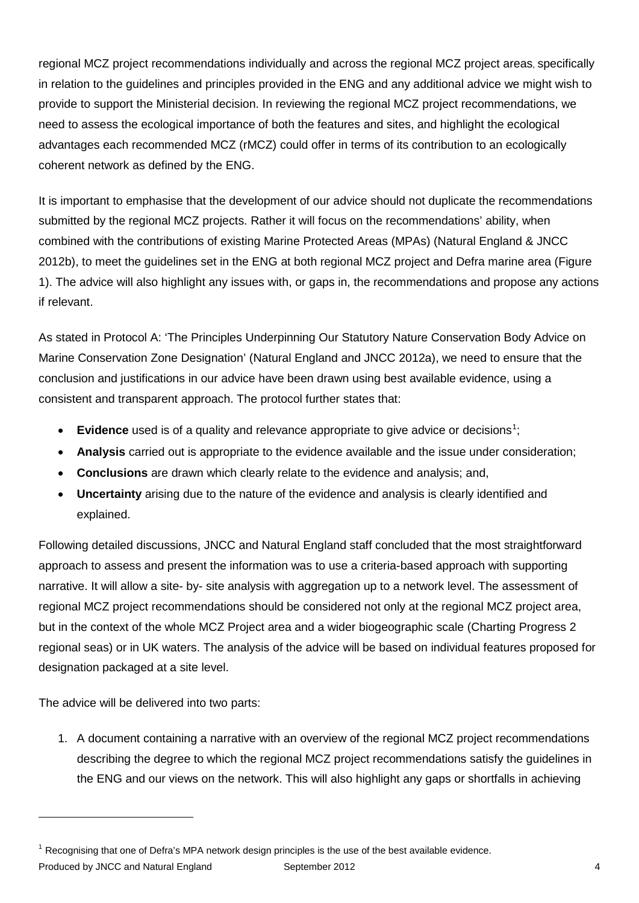regional MCZ project recommendations individually and across the regional MCZ project areas, specifically in relation to the guidelines and principles provided in the ENG and any additional advice we might wish to provide to support the Ministerial decision. In reviewing the regional MCZ project recommendations, we need to assess the ecological importance of both the features and sites, and highlight the ecological advantages each recommended MCZ (rMCZ) could offer in terms of its contribution to an ecologically coherent network as defined by the ENG.

It is important to emphasise that the development of our advice should not duplicate the recommendations submitted by the regional MCZ projects. Rather it will focus on the recommendations' ability, when combined with the contributions of existing Marine Protected Areas (MPAs) (Natural England & JNCC 2012b), to meet the guidelines set in the ENG at both regional MCZ project and Defra marine area (Figure 1). The advice will also highlight any issues with, or gaps in, the recommendations and propose any actions if relevant.

As stated in Protocol A: 'The Principles Underpinning Our Statutory Nature Conservation Body Advice on Marine Conservation Zone Designation' (Natural England and JNCC 2012a), we need to ensure that the conclusion and justifications in our advice have been drawn using best available evidence, using a consistent and transparent approach. The protocol further states that:

- **Evidence** used is of a quality and relevance appropriate to give advice or decisions[1];
- **Analysis** carried out is appropriate to the evidence available and the issue under consideration;
- **Conclusions** are drawn which clearly relate to the evidence and analysis; and,
- **Uncertainty** arising due to the nature of the evidence and analysis is clearly identified and explained.

Following detailed discussions, JNCC and Natural England staff concluded that the most straightforward approach to assess and present the information was to use a criteria-based approach with supporting narrative. It will allow a site- by- site analysis with aggregation up to a network level. The assessment of regional MCZ project recommendations should be considered not only at the regional MCZ project area, but in the context of the whole MCZ Project area and a wider biogeographic scale (Charting Progress 2 regional seas) or in UK waters. The analysis of the advice will be based on individual features proposed for designation packaged at a site level.

The advice will be delivered into two parts:

1. A document containing a narrative with an overview of the regional MCZ project recommendations describing the degree to which the regional MCZ project recommendations satisfy the guidelines in the ENG and our views on the network. This will also highlight any gaps or shortfalls in achieving

[1] Recognising that one of Defra's MPA network design principles is the use of the best available evidence.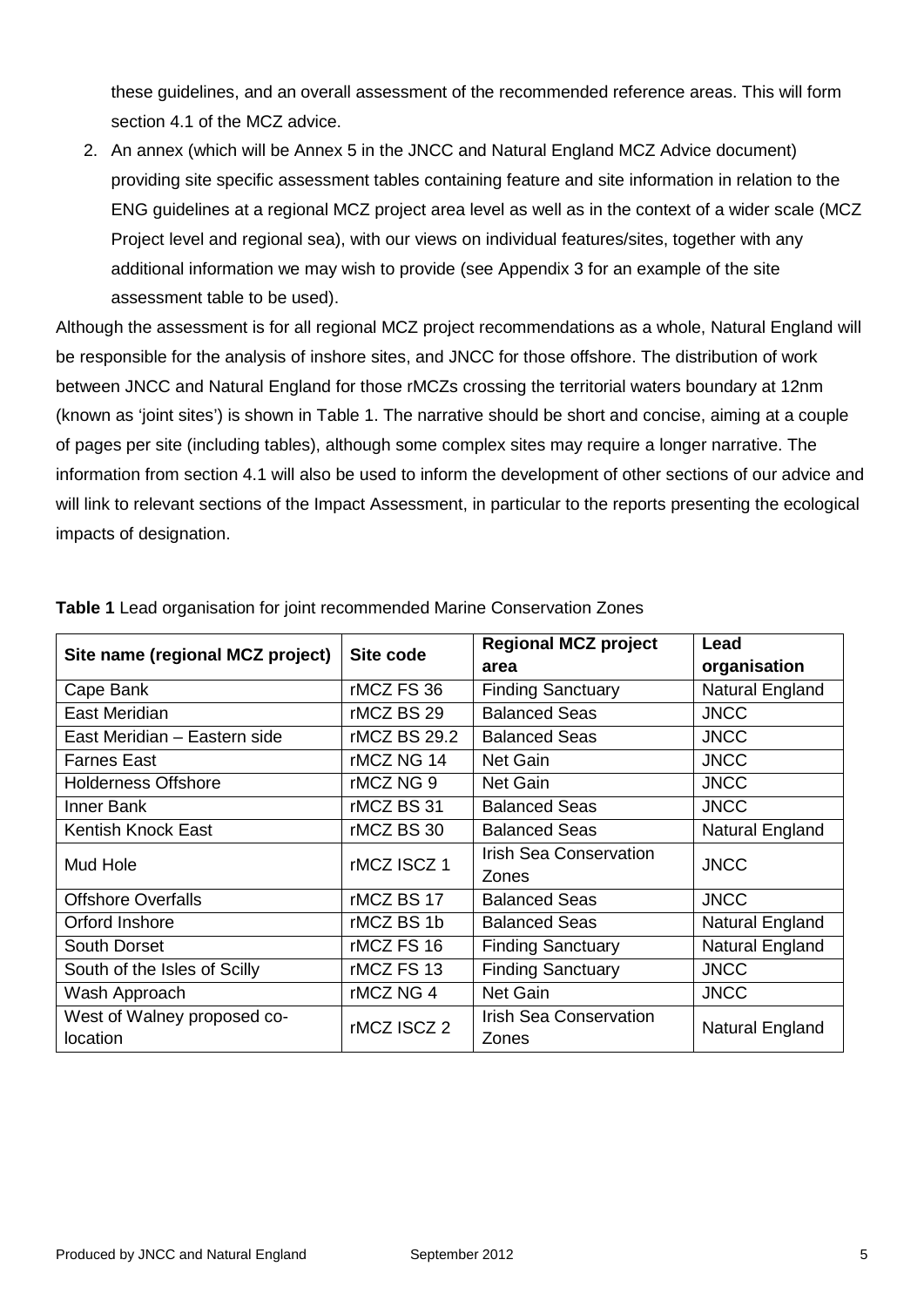these guidelines, and an overall assessment of the recommended reference areas. This will form section 4.1 of the MCZ advice.

2. An annex (which will be Annex 5 in the JNCC and Natural England MCZ Advice document) providing site specific assessment tables containing feature and site information in relation to the ENG guidelines at a regional MCZ project area level as well as in the context of a wider scale (MCZ Project level and regional sea), with our views on individual features/sites, together with any additional information we may wish to provide (see Appendix 3 for an example of the site assessment table to be used).

Although the assessment is for all regional MCZ project recommendations as a whole, Natural England will be responsible for the analysis of inshore sites, and JNCC for those offshore. The distribution of work between JNCC and Natural England for those rMCZs crossing the territorial waters boundary at 12nm (known as 'joint sites') is shown in Table 1. The narrative should be short and concise, aiming at a couple of pages per site (including tables), although some complex sites may require a longer narrative. The information from section 4.1 will also be used to inform the development of other sections of our advice and will link to relevant sections of the Impact Assessment, in particular to the reports presenting the ecological impacts of designation.

**Table 1** Lead organisation for joint recommended Marine Conservation Zones

| Site name (regional MCZ project) | Site code | Regional MCZ project area | Lead organisation |
|---|---|---|---|
| Cape Bank | rMCZ FS 36 | Finding Sanctuary | Natural England |
| East Meridian | rMCZ BS 29 | Balanced Seas | JNCC |
| East Meridian – Eastern side | rMCZ BS 29.2 | Balanced Seas | JNCC |
| Farnes East | rMCZ NG 14 | Net Gain | JNCC |
| Holderness Offshore | rMCZ NG 9 | Net Gain | JNCC |
| Inner Bank | rMCZ BS 31 | Balanced Seas | JNCC |
| Kentish Knock East | rMCZ BS 30 | Balanced Seas | Natural England |
| Mud Hole | rMCZ ISCZ 1 | Irish Sea Conservation Zones | JNCC |
| Offshore Overfalls | rMCZ BS 17 | Balanced Seas | JNCC |
| Orford Inshore | rMCZ BS 1b | Balanced Seas | Natural England |
| South Dorset | rMCZ FS 16 | Finding Sanctuary | Natural England |
| South of the Isles of Scilly | rMCZ FS 13 | Finding Sanctuary | JNCC |
| Wash Approach | rMCZ NG 4 | Net Gain | JNCC |
| West of Walney proposed co-location | rMCZ ISCZ 2 | Irish Sea Conservation Zones | Natural England |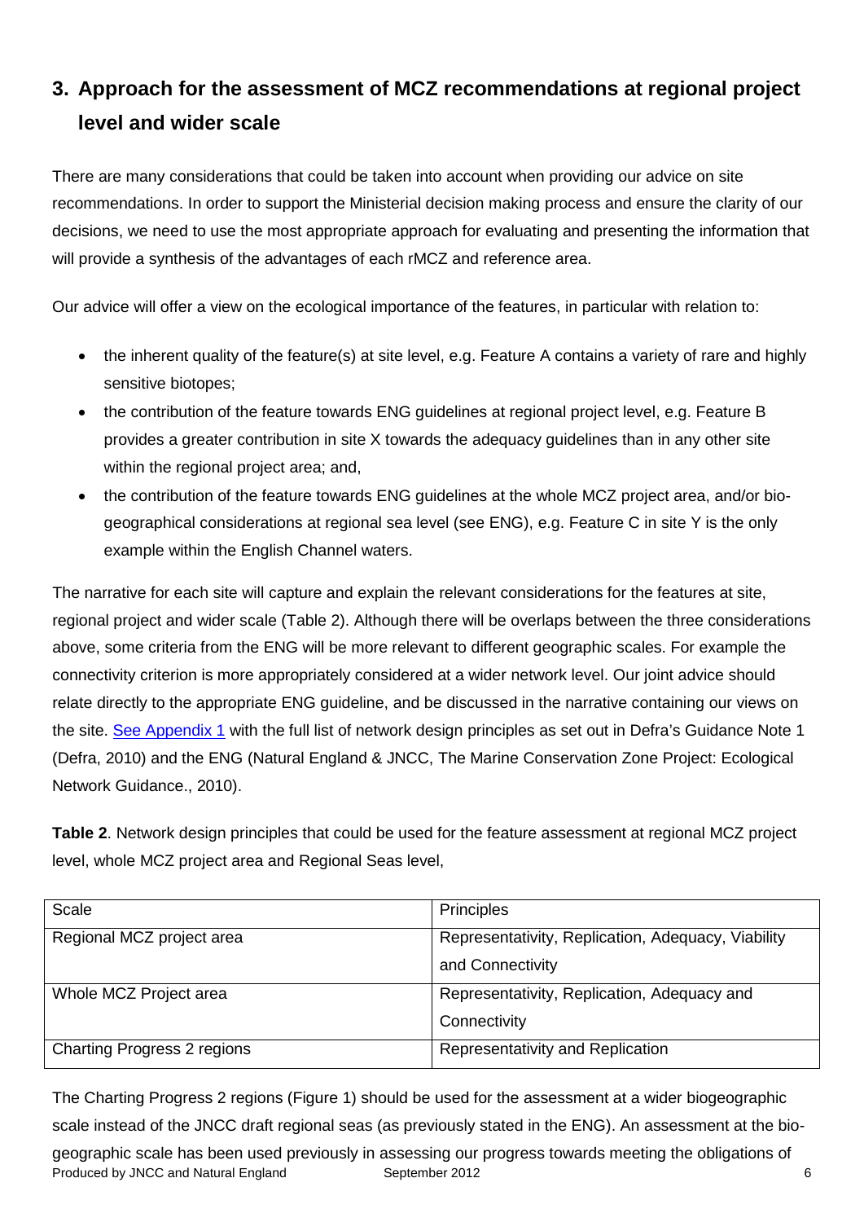## 3. Approach for the assessment of MCZ recommendations at regional project level and wider scale

There are many considerations that could be taken into account when providing our advice on site recommendations. In order to support the Ministerial decision making process and ensure the clarity of our decisions, we need to use the most appropriate approach for evaluating and presenting the information that will provide a synthesis of the advantages of each rMCZ and reference area.

Our advice will offer a view on the ecological importance of the features, in particular with relation to:

- the inherent quality of the feature(s) at site level, e.g. Feature A contains a variety of rare and highly sensitive biotopes;
- the contribution of the feature towards ENG guidelines at regional project level, e.g. Feature B provides a greater contribution in site X towards the adequacy guidelines than in any other site within the regional project area; and,
- the contribution of the feature towards ENG guidelines at the whole MCZ project area, and/or bio-geographical considerations at regional sea level (see ENG), e.g. Feature C in site Y is the only example within the English Channel waters.

The narrative for each site will capture and explain the relevant considerations for the features at site, regional project and wider scale (Table 2). Although there will be overlaps between the three considerations above, some criteria from the ENG will be more relevant to different geographic scales. For example the connectivity criterion is more appropriately considered at a wider network level. Our joint advice should relate directly to the appropriate ENG guideline, and be discussed in the narrative containing our views on the site. [See Appendix 1] with the full list of network design principles as set out in Defra's Guidance Note 1 (Defra, 2010) and the ENG (Natural England & JNCC, The Marine Conservation Zone Project: Ecological Network Guidance., 2010).

**Table 2**. Network design principles that could be used for the feature assessment at regional MCZ project level, whole MCZ project area and Regional Seas level,

| Scale | Principles |
| --- | --- |
| Regional MCZ project area | Representativity, Replication, Adequacy, Viability and Connectivity |
| Whole MCZ Project area | Representativity, Replication, Adequacy and Connectivity |
| Charting Progress 2 regions | Representativity and Replication |

The Charting Progress 2 regions (Figure 1) should be used for the assessment at a wider biogeographic scale instead of the JNCC draft regional seas (as previously stated in the ENG). An assessment at the bio-geographic scale has been used previously in assessing our progress towards meeting the obligations of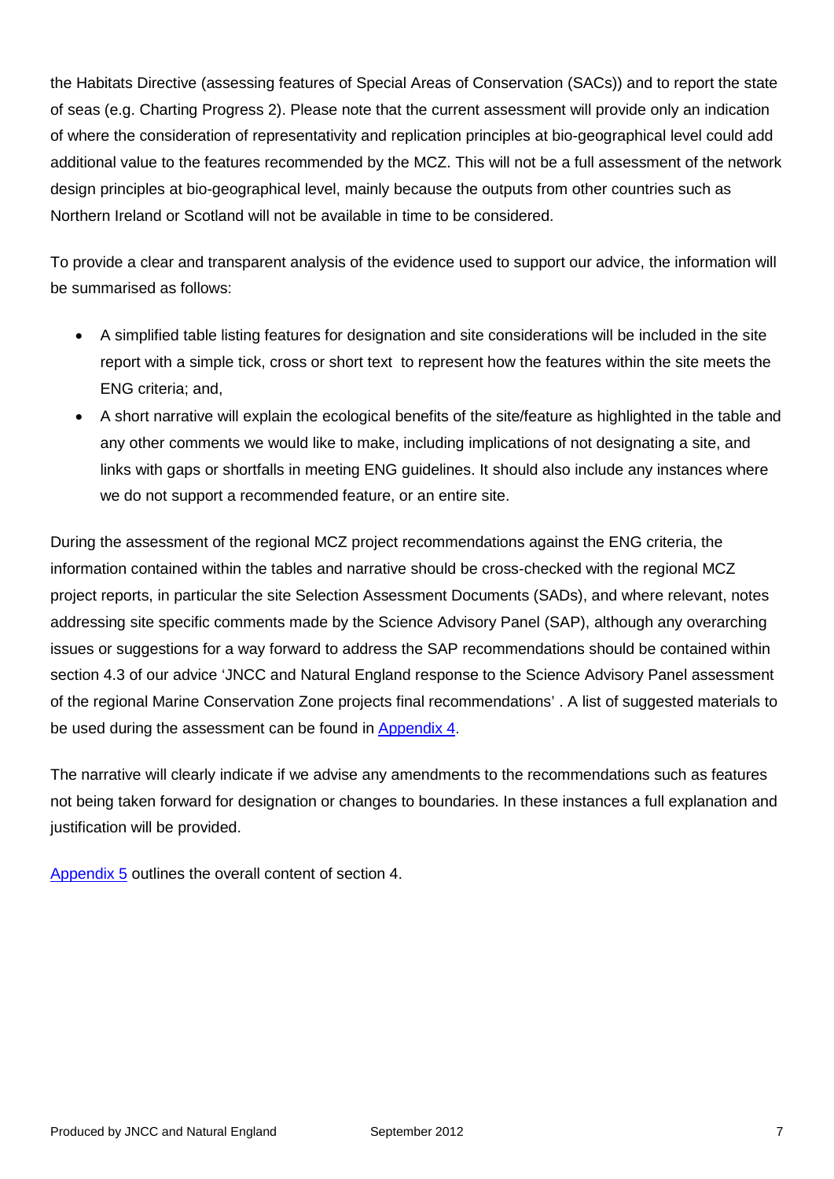the Habitats Directive (assessing features of Special Areas of Conservation (SACs)) and to report the state of seas (e.g. Charting Progress 2). Please note that the current assessment will provide only an indication of where the consideration of representativity and replication principles at bio-geographical level could add additional value to the features recommended by the MCZ. This will not be a full assessment of the network design principles at bio-geographical level, mainly because the outputs from other countries such as Northern Ireland or Scotland will not be available in time to be considered.

To provide a clear and transparent analysis of the evidence used to support our advice, the information will be summarised as follows:

- A simplified table listing features for designation and site considerations will be included in the site report with a simple tick, cross or short text to represent how the features within the site meets the ENG criteria; and,
- A short narrative will explain the ecological benefits of the site/feature as highlighted in the table and any other comments we would like to make, including implications of not designating a site, and links with gaps or shortfalls in meeting ENG guidelines. It should also include any instances where we do not support a recommended feature, or an entire site.

During the assessment of the regional MCZ project recommendations against the ENG criteria, the information contained within the tables and narrative should be cross-checked with the regional MCZ project reports, in particular the site Selection Assessment Documents (SADs), and where relevant, notes addressing site specific comments made by the Science Advisory Panel (SAP), although any overarching issues or suggestions for a way forward to address the SAP recommendations should be contained within section 4.3 of our advice 'JNCC and Natural England response to the Science Advisory Panel assessment of the regional Marine Conservation Zone projects final recommendations' . A list of suggested materials to be used during the assessment can be found in Appendix 4.

The narrative will clearly indicate if we advise any amendments to the recommendations such as features not being taken forward for designation or changes to boundaries. In these instances a full explanation and justification will be provided.

Appendix 5 outlines the overall content of section 4.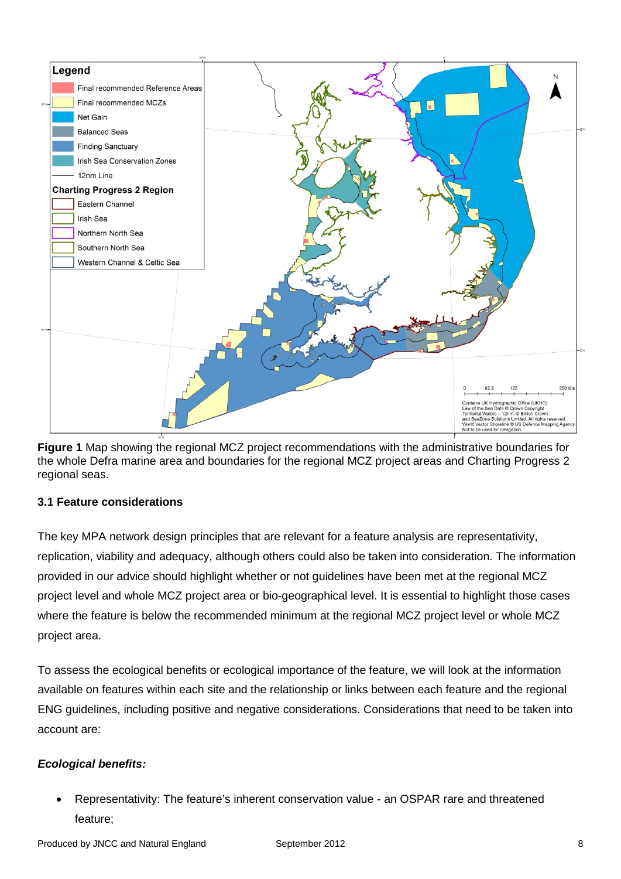**Figure 1** Map showing the regional MCZ project recommendations with the administrative boundaries for the whole Defra marine area and boundaries for the regional MCZ project areas and Charting Progress 2 regional seas.

### 3.1 Feature considerations

The key MPA network design principles that are relevant for a feature analysis are representativity, replication, viability and adequacy, although others could also be taken into consideration. The information provided in our advice should highlight whether or not guidelines have been met at the regional MCZ project level and whole MCZ project area or bio-geographical level. It is essential to highlight those cases where the feature is below the recommended minimum at the regional MCZ project level or whole MCZ project area.

To assess the ecological benefits or ecological importance of the feature, we will look at the information available on features within each site and the relationship or links between each feature and the regional ENG guidelines, including positive and negative considerations. Considerations that need to be taken into account are:

***Ecological benefits:***

- Representativity: The feature's inherent conservation value - an OSPAR rare and threatened feature;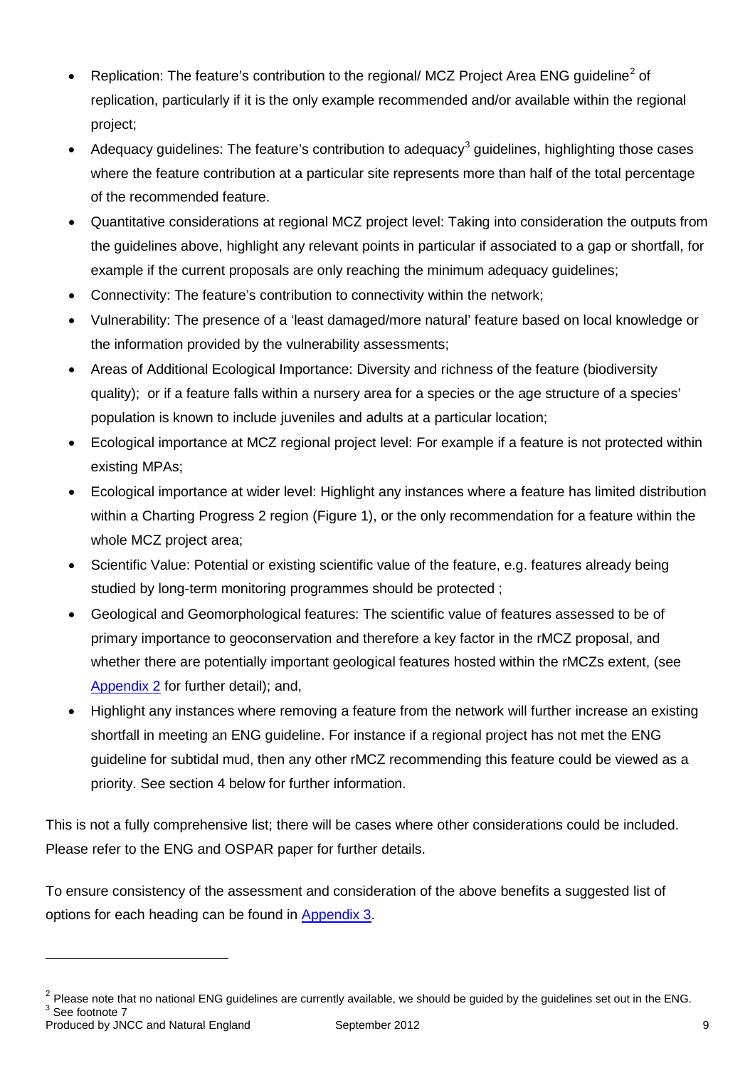- Replication: The feature's contribution to the regional/ MCZ Project Area ENG guideline[2] of replication, particularly if it is the only example recommended and/or available within the regional project;
- Adequacy guidelines: The feature's contribution to adequacy[3] guidelines, highlighting those cases where the feature contribution at a particular site represents more than half of the total percentage of the recommended feature.
- Quantitative considerations at regional MCZ project level: Taking into consideration the outputs from the guidelines above, highlight any relevant points in particular if associated to a gap or shortfall, for example if the current proposals are only reaching the minimum adequacy guidelines;
- Connectivity: The feature's contribution to connectivity within the network;
- Vulnerability: The presence of a 'least damaged/more natural' feature based on local knowledge or the information provided by the vulnerability assessments;
- Areas of Additional Ecological Importance: Diversity and richness of the feature (biodiversity quality); or if a feature falls within a nursery area for a species or the age structure of a species' population is known to include juveniles and adults at a particular location;
- Ecological importance at MCZ regional project level: For example if a feature is not protected within existing MPAs;
- Ecological importance at wider level: Highlight any instances where a feature has limited distribution within a Charting Progress 2 region (Figure 1), or the only recommendation for a feature within the whole MCZ project area;
- Scientific Value: Potential or existing scientific value of the feature, e.g. features already being studied by long-term monitoring programmes should be protected ;
- Geological and Geomorphological features: The scientific value of features assessed to be of primary importance to geoconservation and therefore a key factor in the rMCZ proposal, and whether there are potentially important geological features hosted within the rMCZs extent, (see Appendix 2 for further detail); and,
- Highlight any instances where removing a feature from the network will further increase an existing shortfall in meeting an ENG guideline. For instance if a regional project has not met the ENG guideline for subtidal mud, then any other rMCZ recommending this feature could be viewed as a priority. See section 4 below for further information.

This is not a fully comprehensive list; there will be cases where other considerations could be included. Please refer to the ENG and OSPAR paper for further details.

To ensure consistency of the assessment and consideration of the above benefits a suggested list of options for each heading can be found in Appendix 3.

---

[2] Please note that no national ENG guidelines are currently available, we should be guided by the guidelines set out in the ENG.

[3] See footnote 7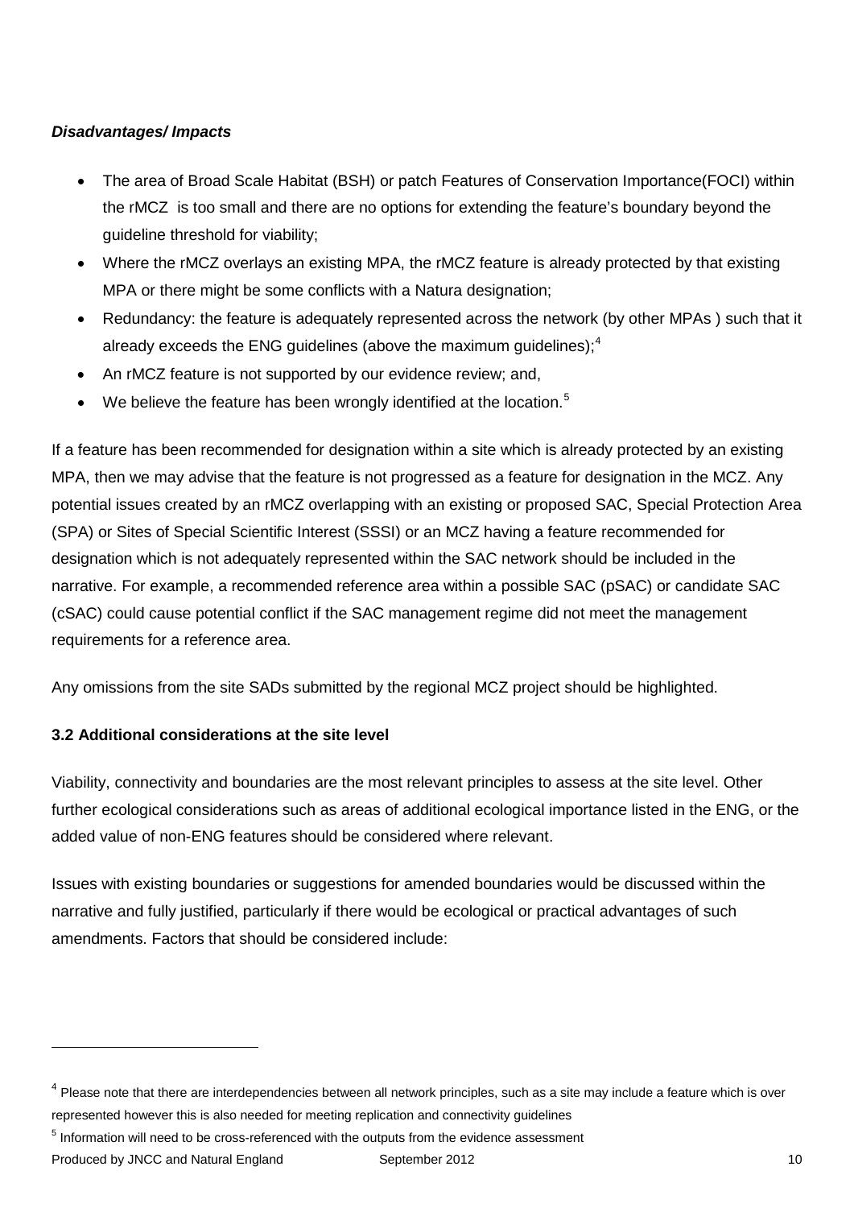***Disadvantages/ Impacts***

- The area of Broad Scale Habitat (BSH) or patch Features of Conservation Importance(FOCI) within the rMCZ is too small and there are no options for extending the feature's boundary beyond the guideline threshold for viability;
- Where the rMCZ overlays an existing MPA, the rMCZ feature is already protected by that existing MPA or there might be some conflicts with a Natura designation;
- Redundancy: the feature is adequately represented across the network (by other MPAs ) such that it already exceeds the ENG guidelines (above the maximum guidelines);[4]
- An rMCZ feature is not supported by our evidence review; and,
- We believe the feature has been wrongly identified at the location.[5]

If a feature has been recommended for designation within a site which is already protected by an existing MPA, then we may advise that the feature is not progressed as a feature for designation in the MCZ. Any potential issues created by an rMCZ overlapping with an existing or proposed SAC, Special Protection Area (SPA) or Sites of Special Scientific Interest (SSSI) or an MCZ having a feature recommended for designation which is not adequately represented within the SAC network should be included in the narrative. For example, a recommended reference area within a possible SAC (pSAC) or candidate SAC (cSAC) could cause potential conflict if the SAC management regime did not meet the management requirements for a reference area.

Any omissions from the site SADs submitted by the regional MCZ project should be highlighted.

**3.2 Additional considerations at the site level**

Viability, connectivity and boundaries are the most relevant principles to assess at the site level. Other further ecological considerations such as areas of additional ecological importance listed in the ENG, or the added value of non-ENG features should be considered where relevant.

Issues with existing boundaries or suggestions for amended boundaries would be discussed within the narrative and fully justified, particularly if there would be ecological or practical advantages of such amendments. Factors that should be considered include:

---

[4] Please note that there are interdependencies between all network principles, such as a site may include a feature which is over represented however this is also needed for meeting replication and connectivity guidelines

[5] Information will need to be cross-referenced with the outputs from the evidence assessment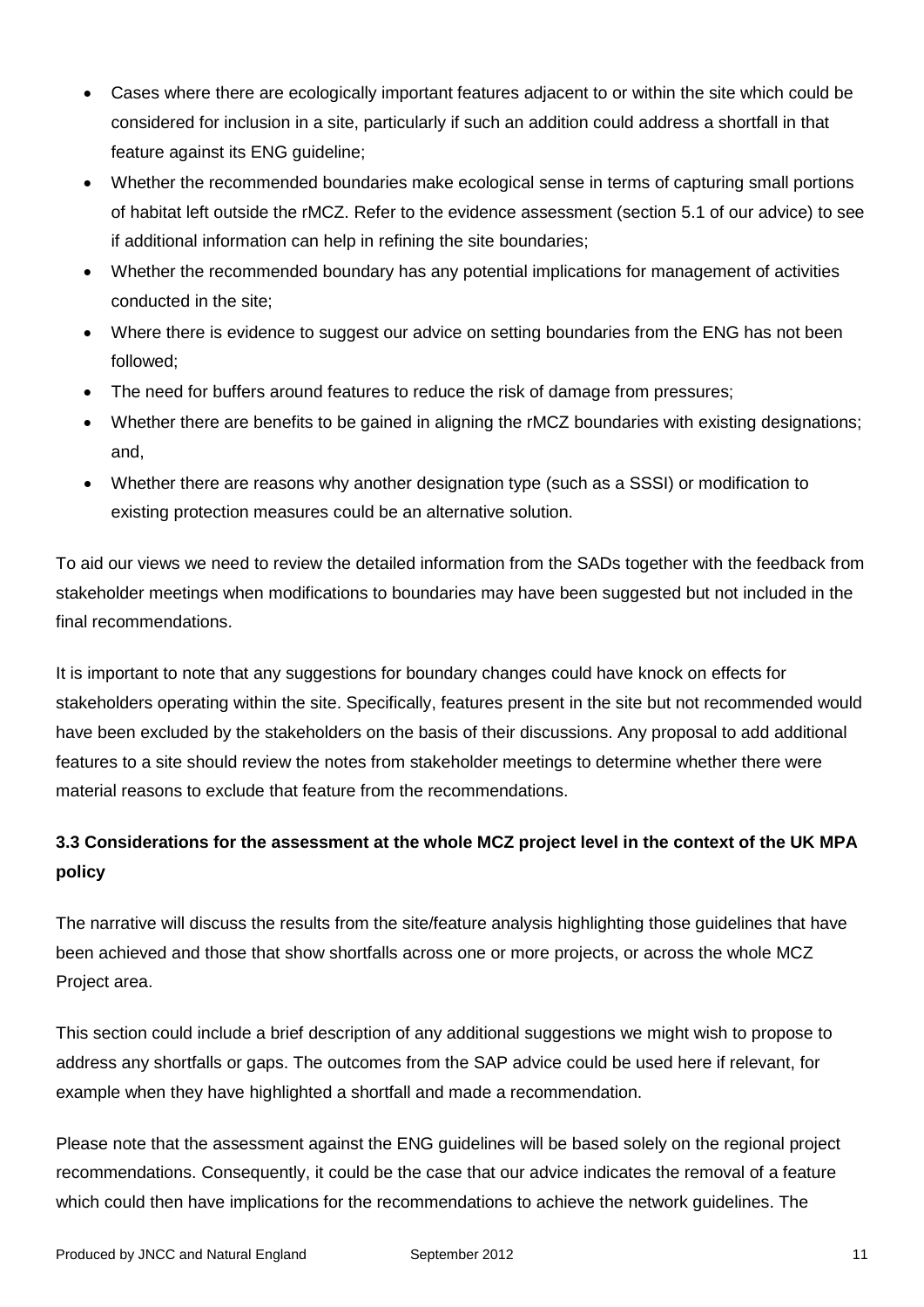- Cases where there are ecologically important features adjacent to or within the site which could be considered for inclusion in a site, particularly if such an addition could address a shortfall in that feature against its ENG guideline;
- Whether the recommended boundaries make ecological sense in terms of capturing small portions of habitat left outside the rMCZ. Refer to the evidence assessment (section 5.1 of our advice) to see if additional information can help in refining the site boundaries;
- Whether the recommended boundary has any potential implications for management of activities conducted in the site;
- Where there is evidence to suggest our advice on setting boundaries from the ENG has not been followed;
- The need for buffers around features to reduce the risk of damage from pressures;
- Whether there are benefits to be gained in aligning the rMCZ boundaries with existing designations; and,
- Whether there are reasons why another designation type (such as a SSSI) or modification to existing protection measures could be an alternative solution.

To aid our views we need to review the detailed information from the SADs together with the feedback from stakeholder meetings when modifications to boundaries may have been suggested but not included in the final recommendations.

It is important to note that any suggestions for boundary changes could have knock on effects for stakeholders operating within the site. Specifically, features present in the site but not recommended would have been excluded by the stakeholders on the basis of their discussions. Any proposal to add additional features to a site should review the notes from stakeholder meetings to determine whether there were material reasons to exclude that feature from the recommendations.

### 3.3 Considerations for the assessment at the whole MCZ project level in the context of the UK MPA policy

The narrative will discuss the results from the site/feature analysis highlighting those guidelines that have been achieved and those that show shortfalls across one or more projects, or across the whole MCZ Project area.

This section could include a brief description of any additional suggestions we might wish to propose to address any shortfalls or gaps. The outcomes from the SAP advice could be used here if relevant, for example when they have highlighted a shortfall and made a recommendation.

Please note that the assessment against the ENG guidelines will be based solely on the regional project recommendations. Consequently, it could be the case that our advice indicates the removal of a feature which could then have implications for the recommendations to achieve the network guidelines. The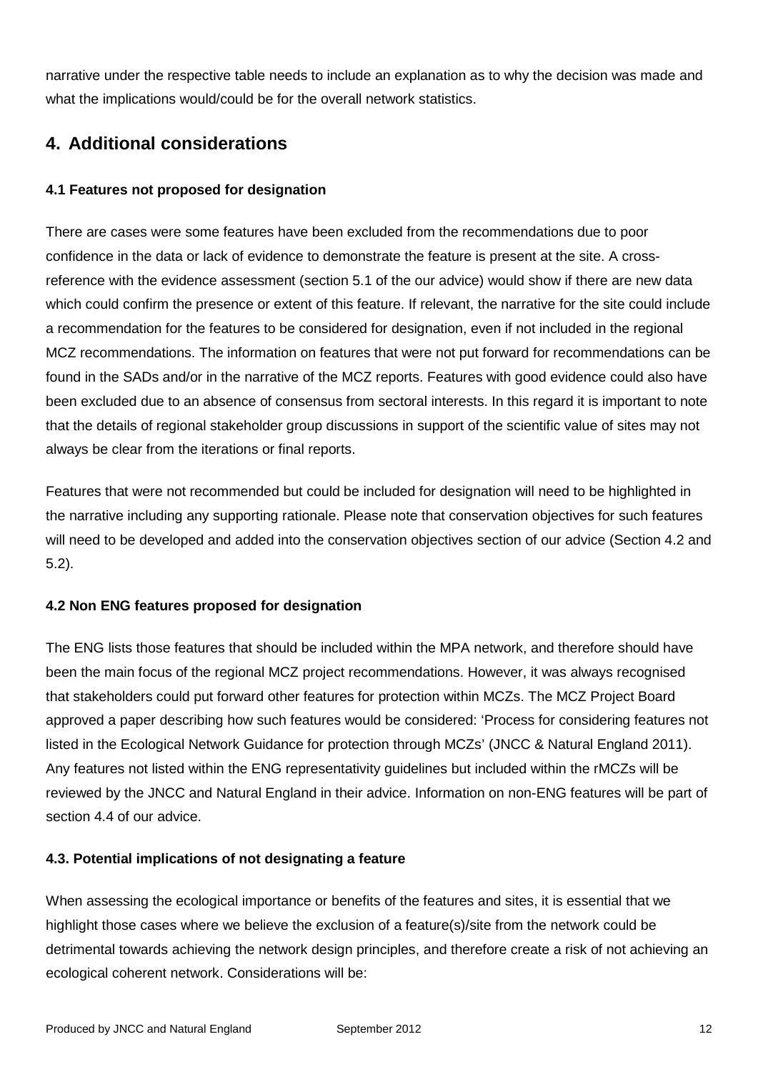narrative under the respective table needs to include an explanation as to why the decision was made and what the implications would/could be for the overall network statistics.

## 4. Additional considerations

### 4.1 Features not proposed for designation

There are cases were some features have been excluded from the recommendations due to poor confidence in the data or lack of evidence to demonstrate the feature is present at the site. A cross-reference with the evidence assessment (section 5.1 of the our advice) would show if there are new data which could confirm the presence or extent of this feature. If relevant, the narrative for the site could include a recommendation for the features to be considered for designation, even if not included in the regional MCZ recommendations. The information on features that were not put forward for recommendations can be found in the SADs and/or in the narrative of the MCZ reports. Features with good evidence could also have been excluded due to an absence of consensus from sectoral interests. In this regard it is important to note that the details of regional stakeholder group discussions in support of the scientific value of sites may not always be clear from the iterations or final reports.

Features that were not recommended but could be included for designation will need to be highlighted in the narrative including any supporting rationale. Please note that conservation objectives for such features will need to be developed and added into the conservation objectives section of our advice (Section 4.2 and 5.2).

### 4.2 Non ENG features proposed for designation

The ENG lists those features that should be included within the MPA network, and therefore should have been the main focus of the regional MCZ project recommendations. However, it was always recognised that stakeholders could put forward other features for protection within MCZs. The MCZ Project Board approved a paper describing how such features would be considered: 'Process for considering features not listed in the Ecological Network Guidance for protection through MCZs' (JNCC & Natural England 2011). Any features not listed within the ENG representativity guidelines but included within the rMCZs will be reviewed by the JNCC and Natural England in their advice. Information on non-ENG features will be part of section 4.4 of our advice.

### 4.3. Potential implications of not designating a feature

When assessing the ecological importance or benefits of the features and sites, it is essential that we highlight those cases where we believe the exclusion of a feature(s)/site from the network could be detrimental towards achieving the network design principles, and therefore create a risk of not achieving an ecological coherent network. Considerations will be: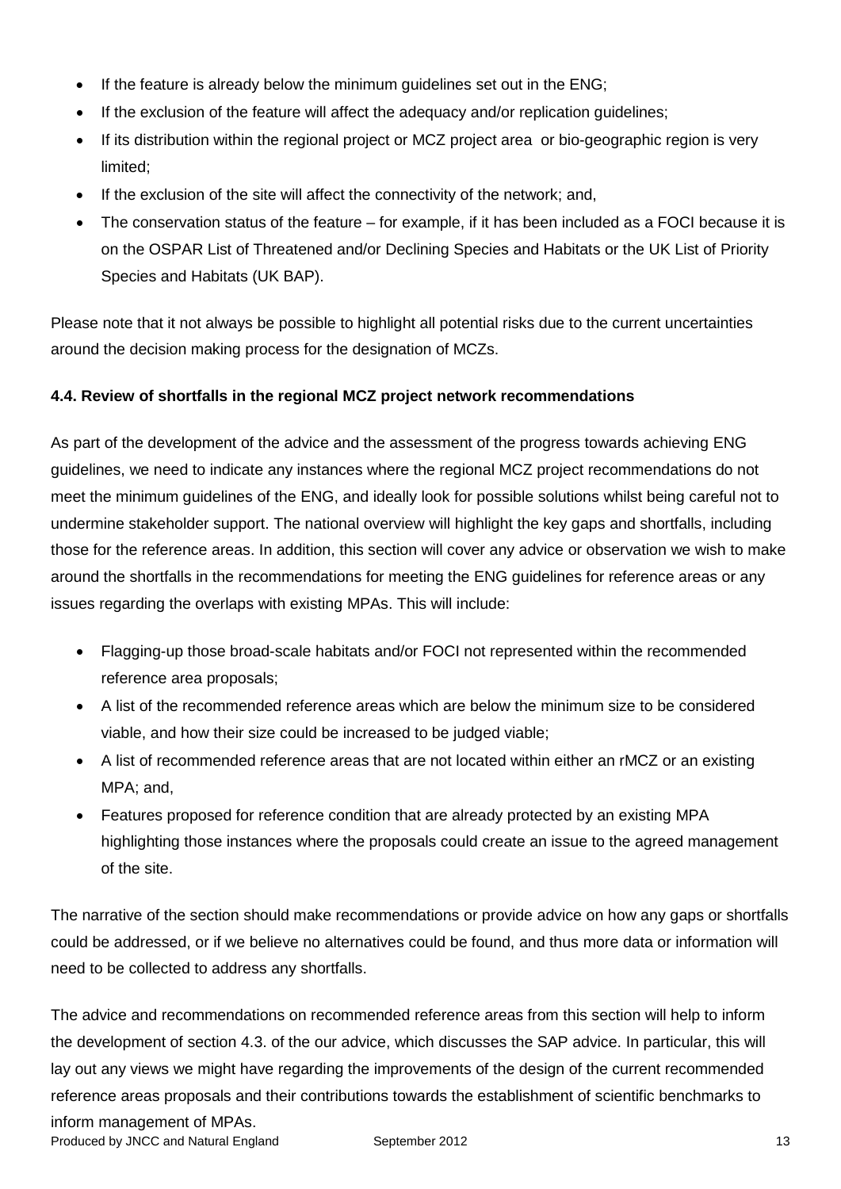- If the feature is already below the minimum guidelines set out in the ENG;
- If the exclusion of the feature will affect the adequacy and/or replication guidelines;
- If its distribution within the regional project or MCZ project area or bio-geographic region is very limited;
- If the exclusion of the site will affect the connectivity of the network; and,
- The conservation status of the feature – for example, if it has been included as a FOCI because it is on the OSPAR List of Threatened and/or Declining Species and Habitats or the UK List of Priority Species and Habitats (UK BAP).

Please note that it not always be possible to highlight all potential risks due to the current uncertainties around the decision making process for the designation of MCZs.

**4.4. Review of shortfalls in the regional MCZ project network recommendations**

As part of the development of the advice and the assessment of the progress towards achieving ENG guidelines, we need to indicate any instances where the regional MCZ project recommendations do not meet the minimum guidelines of the ENG, and ideally look for possible solutions whilst being careful not to undermine stakeholder support. The national overview will highlight the key gaps and shortfalls, including those for the reference areas. In addition, this section will cover any advice or observation we wish to make around the shortfalls in the recommendations for meeting the ENG guidelines for reference areas or any issues regarding the overlaps with existing MPAs. This will include:

- Flagging-up those broad-scale habitats and/or FOCI not represented within the recommended reference area proposals;
- A list of the recommended reference areas which are below the minimum size to be considered viable, and how their size could be increased to be judged viable;
- A list of recommended reference areas that are not located within either an rMCZ or an existing MPA; and,
- Features proposed for reference condition that are already protected by an existing MPA highlighting those instances where the proposals could create an issue to the agreed management of the site.

The narrative of the section should make recommendations or provide advice on how any gaps or shortfalls could be addressed, or if we believe no alternatives could be found, and thus more data or information will need to be collected to address any shortfalls.

The advice and recommendations on recommended reference areas from this section will help to inform the development of section 4.3. of the our advice, which discusses the SAP advice. In particular, this will lay out any views we might have regarding the improvements of the design of the current recommended reference areas proposals and their contributions towards the establishment of scientific benchmarks to inform management of MPAs.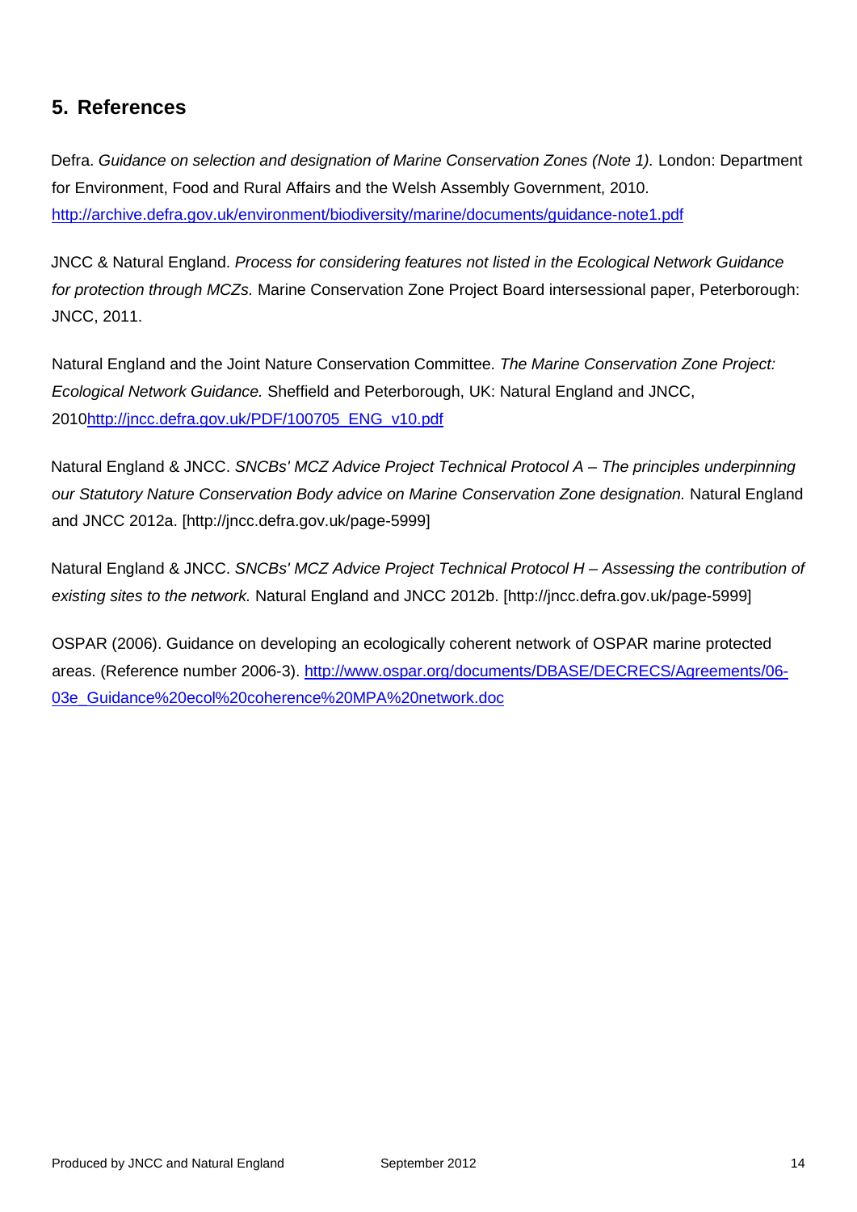## 5. References

Defra. *Guidance on selection and designation of Marine Conservation Zones (Note 1).* London: Department for Environment, Food and Rural Affairs and the Welsh Assembly Government, 2010. http://archive.defra.gov.uk/environment/biodiversity/marine/documents/guidance-note1.pdf

JNCC & Natural England. *Process for considering features not listed in the Ecological Network Guidance for protection through MCZs.* Marine Conservation Zone Project Board intersessional paper, Peterborough: JNCC, 2011.

Natural England and the Joint Nature Conservation Committee. *The Marine Conservation Zone Project: Ecological Network Guidance.* Sheffield and Peterborough, UK: Natural England and JNCC, 2010http://jncc.defra.gov.uk/PDF/100705_ENG_v10.pdf

Natural England & JNCC. *SNCBs' MCZ Advice Project Technical Protocol A – The principles underpinning our Statutory Nature Conservation Body advice on Marine Conservation Zone designation.* Natural England and JNCC 2012a. [http://jncc.defra.gov.uk/page-5999]

Natural England & JNCC. *SNCBs' MCZ Advice Project Technical Protocol H – Assessing the contribution of existing sites to the network.* Natural England and JNCC 2012b. [http://jncc.defra.gov.uk/page-5999]

OSPAR (2006). Guidance on developing an ecologically coherent network of OSPAR marine protected areas. (Reference number 2006-3). http://www.ospar.org/documents/DBASE/DECRECS/Agreements/06-03e_Guidance%20ecol%20coherence%20MPA%20network.doc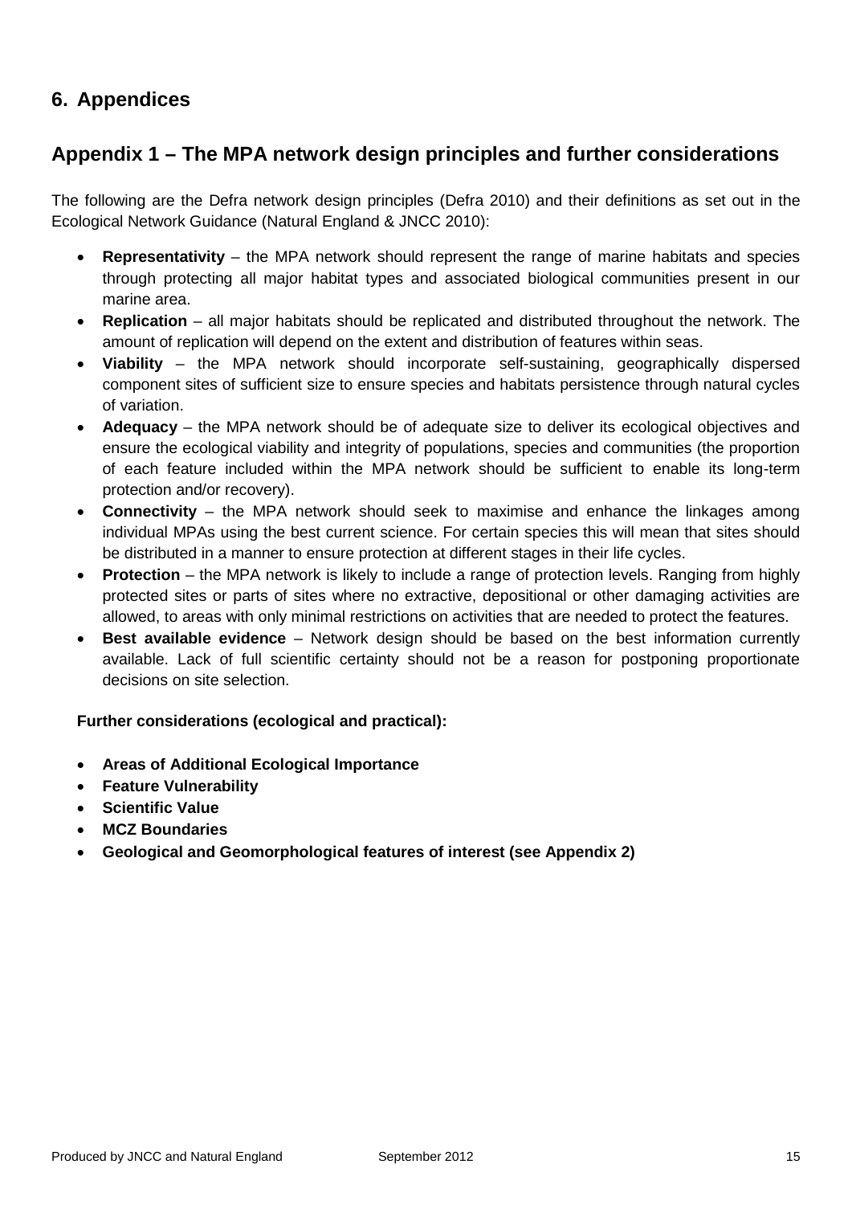# 6. Appendices

## Appendix 1 – The MPA network design principles and further considerations

The following are the Defra network design principles (Defra 2010) and their definitions as set out in the Ecological Network Guidance (Natural England & JNCC 2010):

- **Representativity** – the MPA network should represent the range of marine habitats and species through protecting all major habitat types and associated biological communities present in our marine area.
- **Replication** – all major habitats should be replicated and distributed throughout the network. The amount of replication will depend on the extent and distribution of features within seas.
- **Viability** – the MPA network should incorporate self-sustaining, geographically dispersed component sites of sufficient size to ensure species and habitats persistence through natural cycles of variation.
- **Adequacy** – the MPA network should be of adequate size to deliver its ecological objectives and ensure the ecological viability and integrity of populations, species and communities (the proportion of each feature included within the MPA network should be sufficient to enable its long-term protection and/or recovery).
- **Connectivity** – the MPA network should seek to maximise and enhance the linkages among individual MPAs using the best current science. For certain species this will mean that sites should be distributed in a manner to ensure protection at different stages in their life cycles.
- **Protection** – the MPA network is likely to include a range of protection levels. Ranging from highly protected sites or parts of sites where no extractive, depositional or other damaging activities are allowed, to areas with only minimal restrictions on activities that are needed to protect the features.
- **Best available evidence** – Network design should be based on the best information currently available. Lack of full scientific certainty should not be a reason for postponing proportionate decisions on site selection.

**Further considerations (ecological and practical):**

- **Areas of Additional Ecological Importance**
- **Feature Vulnerability**
- **Scientific Value**
- **MCZ Boundaries**
- **Geological and Geomorphological features of interest (see Appendix 2)**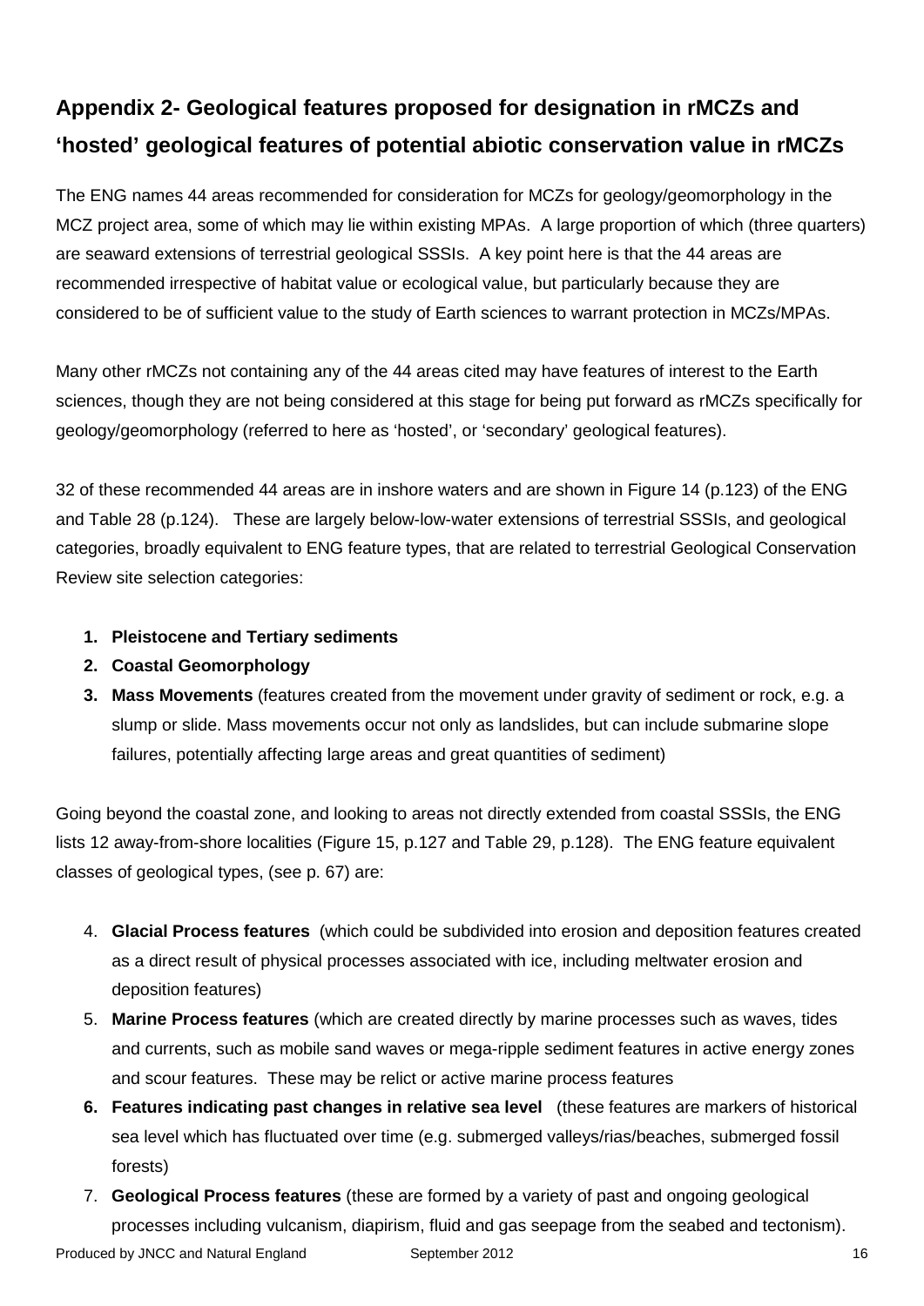## Appendix 2- Geological features proposed for designation in rMCZs and 'hosted' geological features of potential abiotic conservation value in rMCZs

The ENG names 44 areas recommended for consideration for MCZs for geology/geomorphology in the MCZ project area, some of which may lie within existing MPAs. A large proportion of which (three quarters) are seaward extensions of terrestrial geological SSSIs. A key point here is that the 44 areas are recommended irrespective of habitat value or ecological value, but particularly because they are considered to be of sufficient value to the study of Earth sciences to warrant protection in MCZs/MPAs.

Many other rMCZs not containing any of the 44 areas cited may have features of interest to the Earth sciences, though they are not being considered at this stage for being put forward as rMCZs specifically for geology/geomorphology (referred to here as 'hosted', or 'secondary' geological features).

32 of these recommended 44 areas are in inshore waters and are shown in Figure 14 (p.123) of the ENG and Table 28 (p.124). These are largely below-low-water extensions of terrestrial SSSIs, and geological categories, broadly equivalent to ENG feature types, that are related to terrestrial Geological Conservation Review site selection categories:

1. **Pleistocene and Tertiary sediments**
2. **Coastal Geomorphology**
3. **Mass Movements** (features created from the movement under gravity of sediment or rock, e.g. a slump or slide. Mass movements occur not only as landslides, but can include submarine slope failures, potentially affecting large areas and great quantities of sediment)

Going beyond the coastal zone, and looking to areas not directly extended from coastal SSSIs, the ENG lists 12 away-from-shore localities (Figure 15, p.127 and Table 29, p.128). The ENG feature equivalent classes of geological types, (see p. 67) are:

4. **Glacial Process features** (which could be subdivided into erosion and deposition features created as a direct result of physical processes associated with ice, including meltwater erosion and deposition features)
5. **Marine Process features** (which are created directly by marine processes such as waves, tides and currents, such as mobile sand waves or mega-ripple sediment features in active energy zones and scour features. These may be relict or active marine process features
6. **Features indicating past changes in relative sea level** (these features are markers of historical sea level which has fluctuated over time (e.g. submerged valleys/rias/beaches, submerged fossil forests)
7. **Geological Process features** (these are formed by a variety of past and ongoing geological processes including vulcanism, diapirism, fluid and gas seepage from the seabed and tectonism).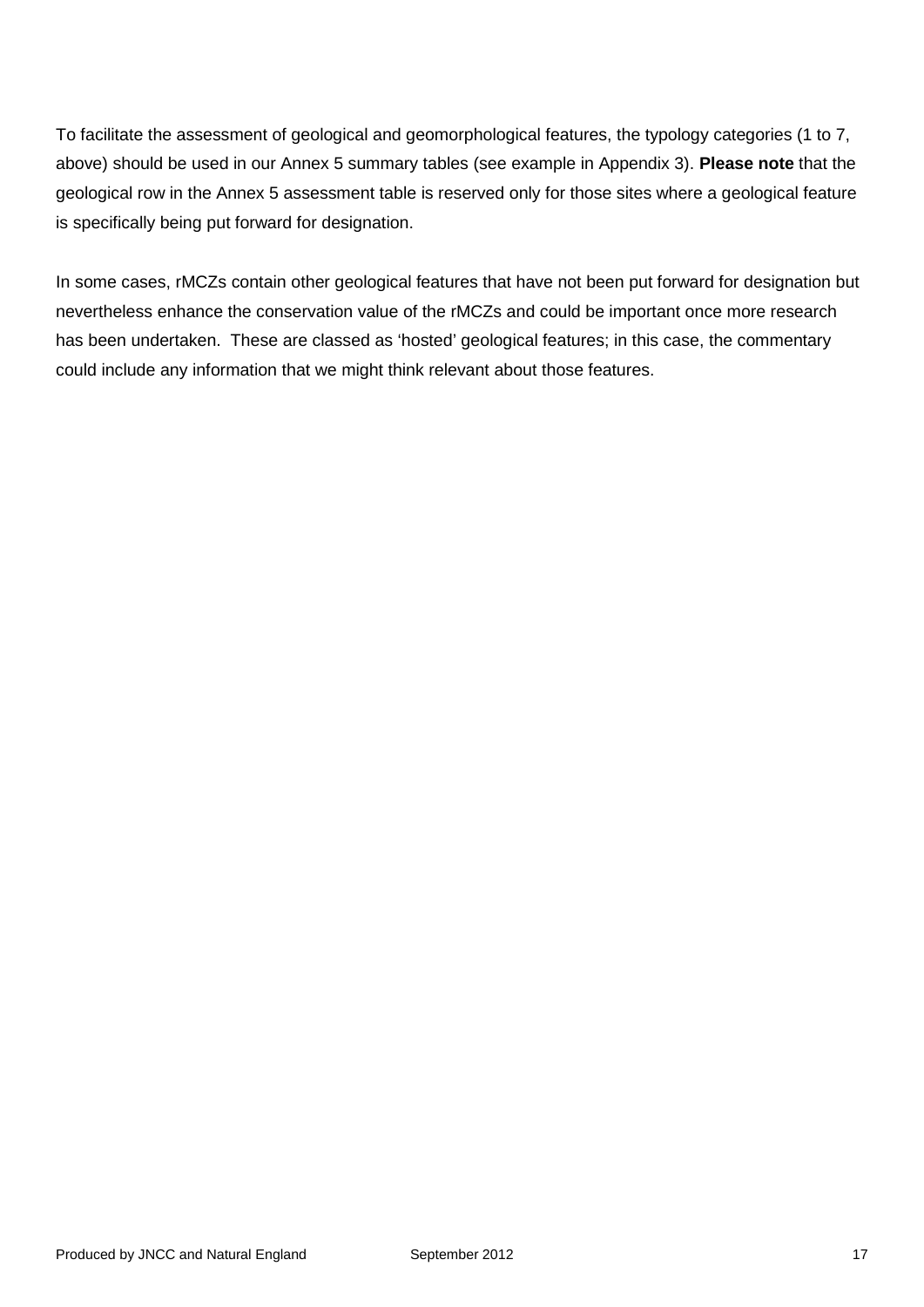To facilitate the assessment of geological and geomorphological features, the typology categories (1 to 7, above) should be used in our Annex 5 summary tables (see example in Appendix 3). **Please note** that the geological row in the Annex 5 assessment table is reserved only for those sites where a geological feature is specifically being put forward for designation.

In some cases, rMCZs contain other geological features that have not been put forward for designation but nevertheless enhance the conservation value of the rMCZs and could be important once more research has been undertaken. These are classed as 'hosted' geological features; in this case, the commentary could include any information that we might think relevant about those features.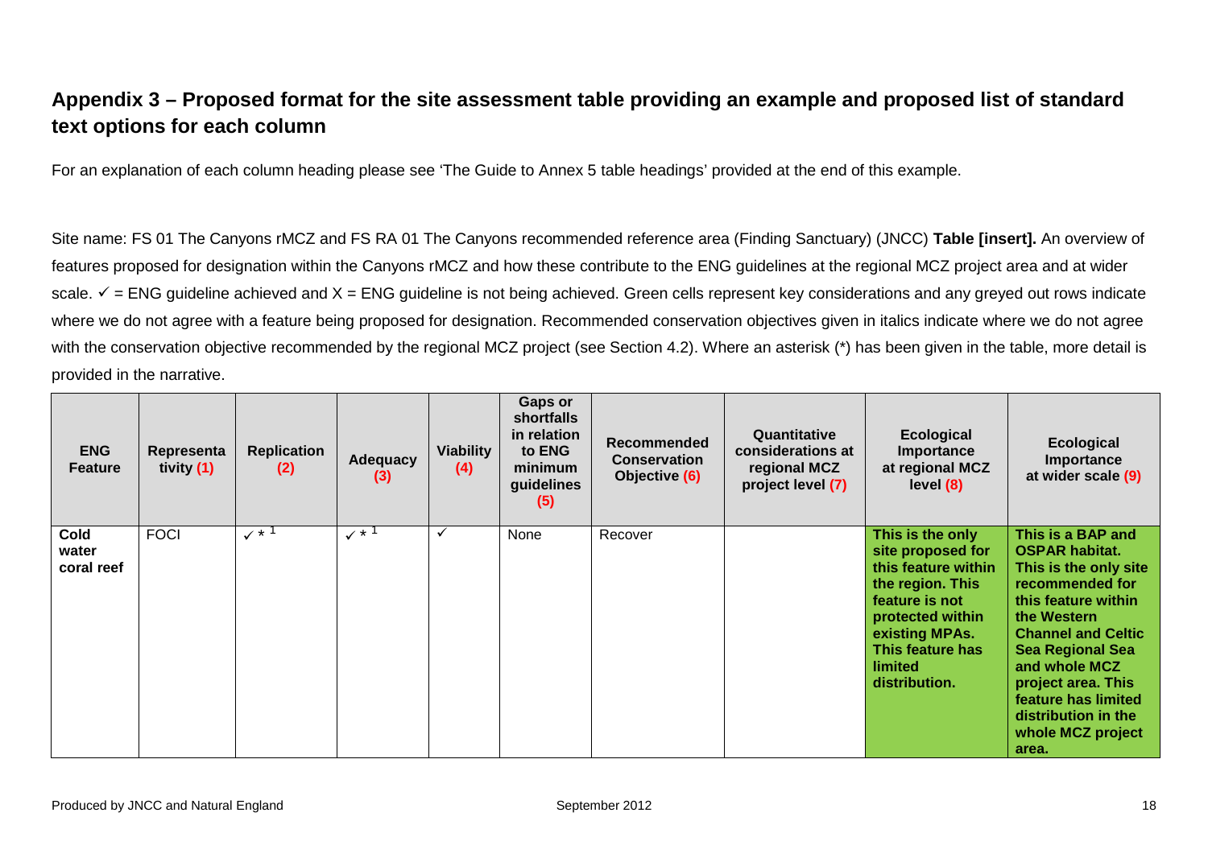## Appendix 3 – Proposed format for the site assessment table providing an example and proposed list of standard text options for each column

For an explanation of each column heading please see 'The Guide to Annex 5 table headings' provided at the end of this example.

Site name: FS 01 The Canyons rMCZ and FS RA 01 The Canyons recommended reference area (Finding Sanctuary) (JNCC) **Table [insert].** An overview of features proposed for designation within the Canyons rMCZ and how these contribute to the ENG guidelines at the regional MCZ project area and at wider scale. ✓ = ENG guideline achieved and X = ENG guideline is not being achieved. Green cells represent key considerations and any greyed out rows indicate where we do not agree with a feature being proposed for designation. Recommended conservation objectives given in italics indicate where we do not agree with the conservation objective recommended by the regional MCZ project (see Section 4.2). Where an asterisk (*) has been given in the table, more detail is provided in the narrative.

| ENG Feature | Representativity (1) | Replication (2) | Adequacy (3) | Viability (4) | Gaps or shortfalls in relation to ENG minimum guidelines (5) | Recommended Conservation Objective (6) | Quantitative considerations at regional MCZ project level (7) | Ecological Importance at regional MCZ level (8) | Ecological Importance at wider scale (9) |
|---|---|---|---|---|---|---|---|---|---|
| **Cold water coral reef** | FOCI | ✓ * [1] | ✓ * [1] | ✓ | None | Recover | | **This is the only site proposed for this feature within the region. This feature is not protected within existing MPAs. This feature has limited distribution.** | **This is a BAP and OSPAR habitat. This is the only site recommended for this feature within the Western Channel and Celtic Sea Regional Sea and whole MCZ project area. This feature has limited distribution in the whole MCZ project area.** |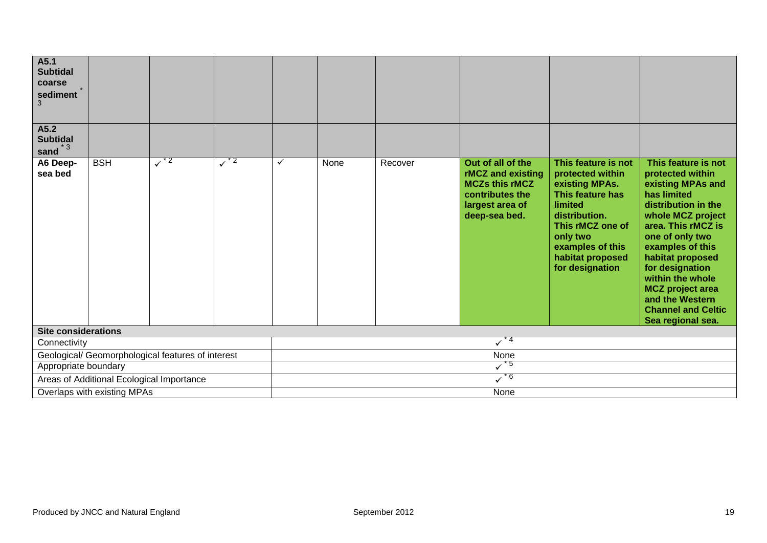| | | | | | | | | | |
|---|---|---|---|---|---|---|---|---|---|
| **A5.1 Subtidal coarse sediment** [*3] | | | | | | | | | |
| **A5.2 Subtidal sand** [*3] | | | | | | | | | |
| **A6 Deep-sea bed** | BSH | ✓[*2] | ✓[*2] | ✓ | None | Recover | **Out of all of the rMCZ and existing MCZs this rMCZ contributes the largest area of deep-sea bed.** | **This feature is not protected within existing MPAs. This feature has limited distribution. This rMCZ one of only two examples of this habitat proposed for designation** | **This feature is not protected within existing MPAs and has limited distribution in the whole MCZ project area. This rMCZ is one of only two examples of this habitat proposed for designation within the whole MCZ project area and the Western Channel and Celtic Sea regional sea.** |
| **Site considerations** | | | | | | | | | |
| Connectivity | | | | ✓[*4] | | | | | |
| Geological/ Geomorphological features of interest | | | | None | | | | | |
| Appropriate boundary | | | | ✓[*5] | | | | | |
| Areas of Additional Ecological Importance | | | | ✓[*6] | | | | | |
| Overlaps with existing MPAs | | | | None | | | | | |

Produced by JNCC and Natural England September 2012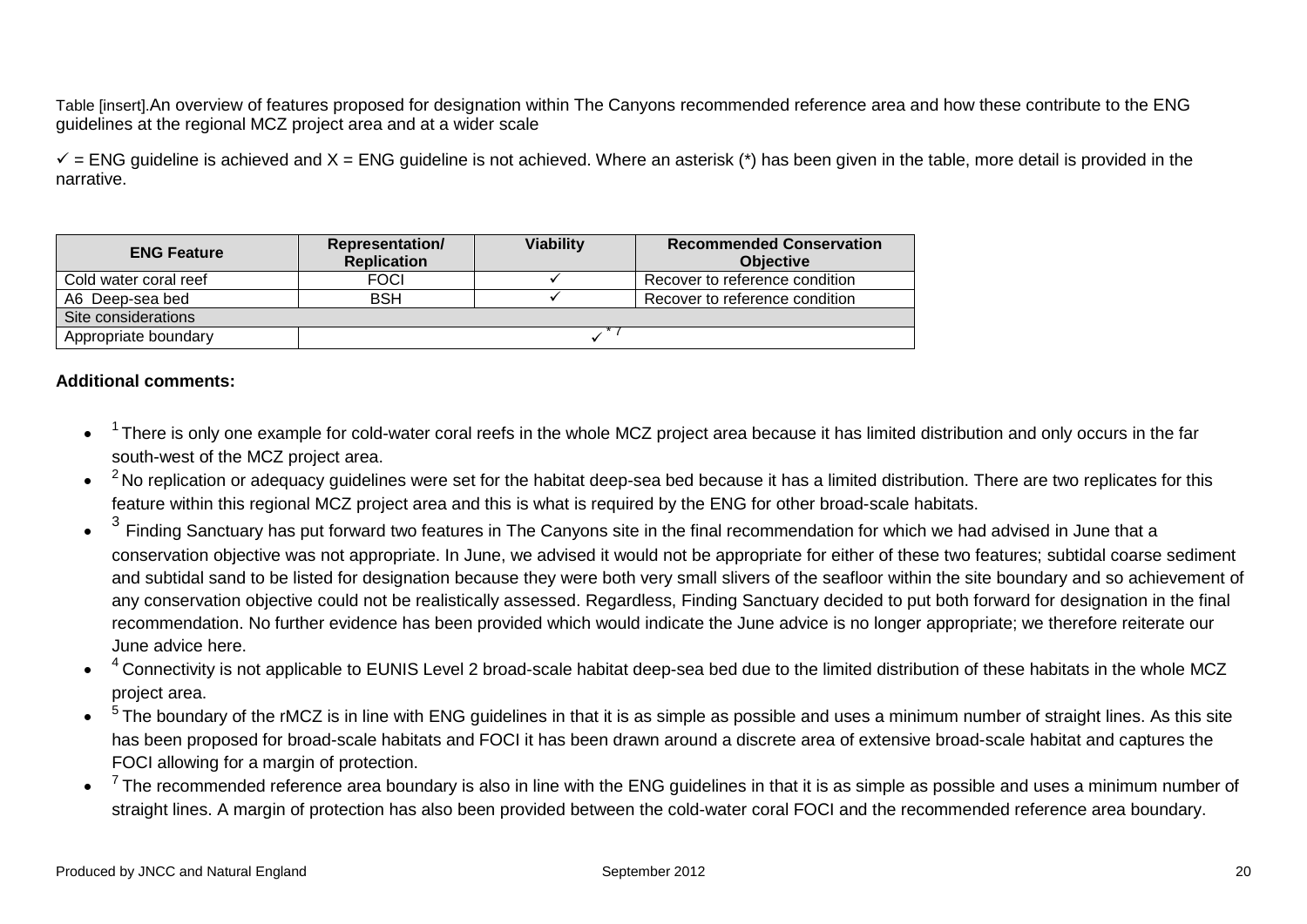Table [insert].An overview of features proposed for designation within The Canyons recommended reference area and how these contribute to the ENG guidelines at the regional MCZ project area and at a wider scale

✓ = ENG guideline is achieved and X = ENG guideline is not achieved. Where an asterisk (*) has been given in the table, more detail is provided in the narrative.

| ENG Feature | Representation/ Replication | Viability | Recommended Conservation Objective |
|---|---|---|---|
| Cold water coral reef | FOCI | ✓ | Recover to reference condition |
| A6 Deep-sea bed | BSH | ✓ | Recover to reference condition |
| Site considerations | | | |
| Appropriate boundary | ✓* 7 | | |

**Additional comments:**

- [1] There is only one example for cold-water coral reefs in the whole MCZ project area because it has limited distribution and only occurs in the far south-west of the MCZ project area.
- [2] No replication or adequacy guidelines were set for the habitat deep-sea bed because it has a limited distribution. There are two replicates for this feature within this regional MCZ project area and this is what is required by the ENG for other broad-scale habitats.
- [3] Finding Sanctuary has put forward two features in The Canyons site in the final recommendation for which we had advised in June that a conservation objective was not appropriate. In June, we advised it would not be appropriate for either of these two features; subtidal coarse sediment and subtidal sand to be listed for designation because they were both very small slivers of the seafloor within the site boundary and so achievement of any conservation objective could not be realistically assessed. Regardless, Finding Sanctuary decided to put both forward for designation in the final recommendation. No further evidence has been provided which would indicate the June advice is no longer appropriate; we therefore reiterate our June advice here.
- [4] Connectivity is not applicable to EUNIS Level 2 broad-scale habitat deep-sea bed due to the limited distribution of these habitats in the whole MCZ project area.
- [5] The boundary of the rMCZ is in line with ENG guidelines in that it is as simple as possible and uses a minimum number of straight lines. As this site has been proposed for broad-scale habitats and FOCI it has been drawn around a discrete area of extensive broad-scale habitat and captures the FOCI allowing for a margin of protection.
- [7] The recommended reference area boundary is also in line with the ENG guidelines in that it is as simple as possible and uses a minimum number of straight lines. A margin of protection has also been provided between the cold-water coral FOCI and the recommended reference area boundary.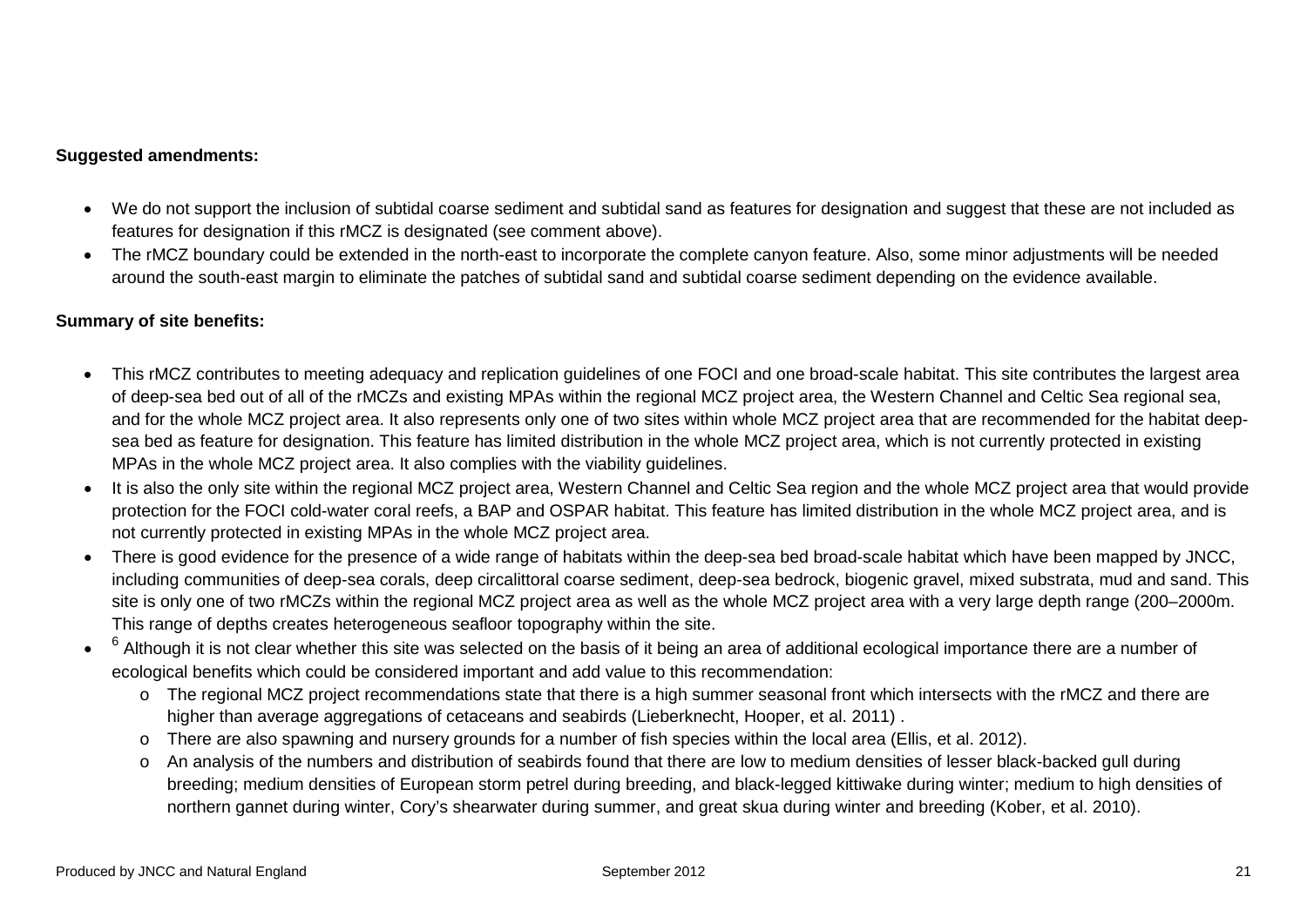**Suggested amendments:**

- We do not support the inclusion of subtidal coarse sediment and subtidal sand as features for designation and suggest that these are not included as features for designation if this rMCZ is designated (see comment above).
- The rMCZ boundary could be extended in the north-east to incorporate the complete canyon feature. Also, some minor adjustments will be needed around the south-east margin to eliminate the patches of subtidal sand and subtidal coarse sediment depending on the evidence available.

**Summary of site benefits:**

- This rMCZ contributes to meeting adequacy and replication guidelines of one FOCI and one broad-scale habitat. This site contributes the largest area of deep-sea bed out of all of the rMCZs and existing MPAs within the regional MCZ project area, the Western Channel and Celtic Sea regional sea, and for the whole MCZ project area. It also represents only one of two sites within whole MCZ project area that are recommended for the habitat deep-sea bed as feature for designation. This feature has limited distribution in the whole MCZ project area, which is not currently protected in existing MPAs in the whole MCZ project area. It also complies with the viability guidelines.
- It is also the only site within the regional MCZ project area, Western Channel and Celtic Sea region and the whole MCZ project area that would provide protection for the FOCI cold-water coral reefs, a BAP and OSPAR habitat. This feature has limited distribution in the whole MCZ project area, and is not currently protected in existing MPAs in the whole MCZ project area.
- There is good evidence for the presence of a wide range of habitats within the deep-sea bed broad-scale habitat which have been mapped by JNCC, including communities of deep-sea corals, deep circalittoral coarse sediment, deep-sea bedrock, biogenic gravel, mixed substrata, mud and sand. This site is only one of two rMCZs within the regional MCZ project area as well as the whole MCZ project area with a very large depth range (200–2000m. This range of depths creates heterogeneous seafloor topography within the site.
- [6] Although it is not clear whether this site was selected on the basis of it being an area of additional ecological importance there are a number of ecological benefits which could be considered important and add value to this recommendation:
  - The regional MCZ project recommendations state that there is a high summer seasonal front which intersects with the rMCZ and there are higher than average aggregations of cetaceans and seabirds (Lieberknecht, Hooper, et al. 2011) .
  - There are also spawning and nursery grounds for a number of fish species within the local area (Ellis, et al. 2012).
  - An analysis of the numbers and distribution of seabirds found that there are low to medium densities of lesser black-backed gull during breeding; medium densities of European storm petrel during breeding, and black-legged kittiwake during winter; medium to high densities of northern gannet during winter, Cory's shearwater during summer, and great skua during winter and breeding (Kober, et al. 2010).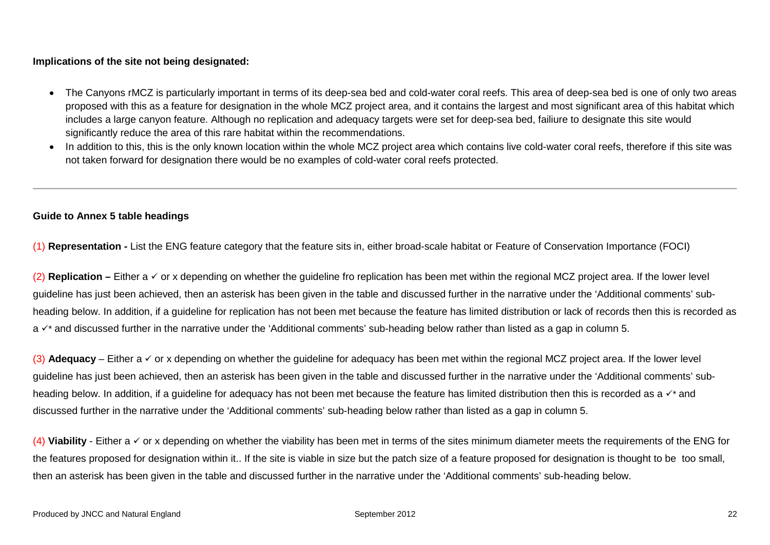**Implications of the site not being designated:**

- The Canyons rMCZ is particularly important in terms of its deep-sea bed and cold-water coral reefs. This area of deep-sea bed is one of only two areas proposed with this as a feature for designation in the whole MCZ project area, and it contains the largest and most significant area of this habitat which includes a large canyon feature. Although no replication and adequacy targets were set for deep-sea bed, failiure to designate this site would significantly reduce the area of this rare habitat within the recommendations.
- In addition to this, this is the only known location within the whole MCZ project area which contains live cold-water coral reefs, therefore if this site was not taken forward for designation there would be no examples of cold-water coral reefs protected.

---

**Guide to Annex 5 table headings**

(1) **Representation -** List the ENG feature category that the feature sits in, either broad-scale habitat or Feature of Conservation Importance (FOCI)

(2) **Replication –** Either a ✓ or x depending on whether the guideline fro replication has been met within the regional MCZ project area. If the lower level guideline has just been achieved, then an asterisk has been given in the table and discussed further in the narrative under the 'Additional comments' sub-heading below. In addition, if a guideline for replication has not been met because the feature has limited distribution or lack of records then this is recorded as a ✓* and discussed further in the narrative under the 'Additional comments' sub-heading below rather than listed as a gap in column 5.

(3) **Adequacy** – Either a ✓ or x depending on whether the guideline for adequacy has been met within the regional MCZ project area. If the lower level guideline has just been achieved, then an asterisk has been given in the table and discussed further in the narrative under the 'Additional comments' sub-heading below. In addition, if a guideline for adequacy has not been met because the feature has limited distribution then this is recorded as a ✓* and discussed further in the narrative under the 'Additional comments' sub-heading below rather than listed as a gap in column 5.

(4) **Viability** - Either a ✓ or x depending on whether the viability has been met in terms of the sites minimum diameter meets the requirements of the ENG for the features proposed for designation within it.. If the site is viable in size but the patch size of a feature proposed for designation is thought to be too small, then an asterisk has been given in the table and discussed further in the narrative under the 'Additional comments' sub-heading below.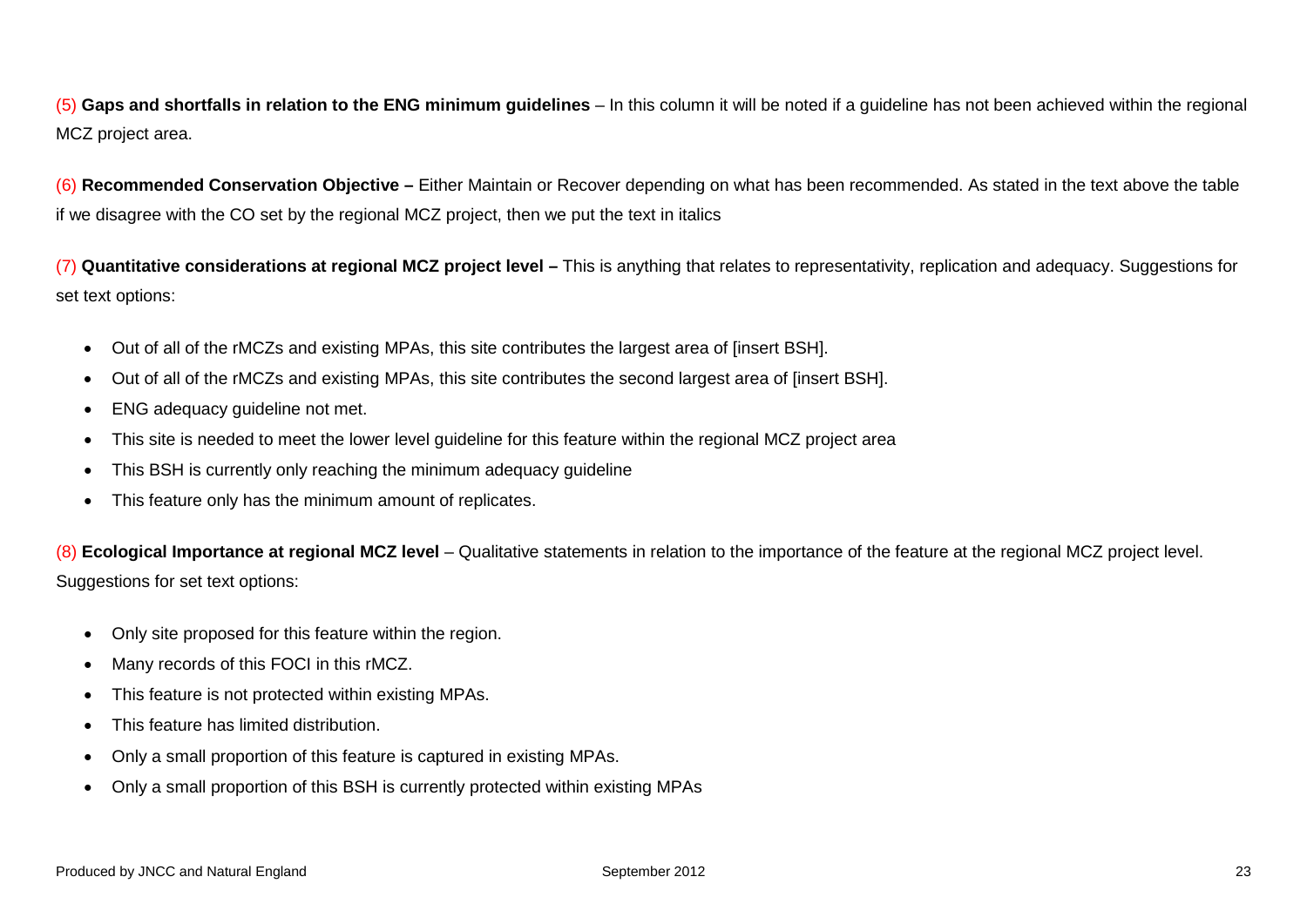(5) **Gaps and shortfalls in relation to the ENG minimum guidelines** – In this column it will be noted if a guideline has not been achieved within the regional MCZ project area.

(6) **Recommended Conservation Objective –** Either Maintain or Recover depending on what has been recommended. As stated in the text above the table if we disagree with the CO set by the regional MCZ project, then we put the text in italics

(7) **Quantitative considerations at regional MCZ project level –** This is anything that relates to representativity, replication and adequacy. Suggestions for set text options:

- Out of all of the rMCZs and existing MPAs, this site contributes the largest area of [insert BSH].
- Out of all of the rMCZs and existing MPAs, this site contributes the second largest area of [insert BSH].
- ENG adequacy guideline not met.
- This site is needed to meet the lower level guideline for this feature within the regional MCZ project area
- This BSH is currently only reaching the minimum adequacy guideline
- This feature only has the minimum amount of replicates.

(8) **Ecological Importance at regional MCZ level** – Qualitative statements in relation to the importance of the feature at the regional MCZ project level. Suggestions for set text options:

- Only site proposed for this feature within the region.
- Many records of this FOCI in this rMCZ.
- This feature is not protected within existing MPAs.
- This feature has limited distribution.
- Only a small proportion of this feature is captured in existing MPAs.
- Only a small proportion of this BSH is currently protected within existing MPAs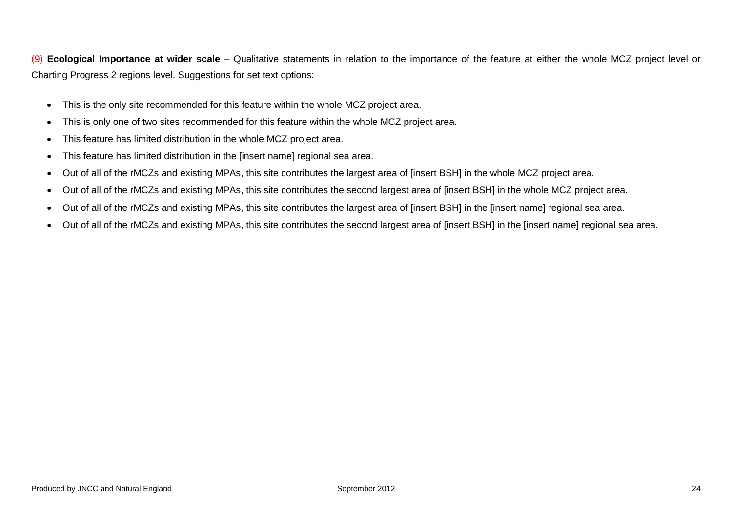(9) **Ecological Importance at wider scale** – Qualitative statements in relation to the importance of the feature at either the whole MCZ project level or Charting Progress 2 regions level. Suggestions for set text options:

- This is the only site recommended for this feature within the whole MCZ project area.
- This is only one of two sites recommended for this feature within the whole MCZ project area.
- This feature has limited distribution in the whole MCZ project area.
- This feature has limited distribution in the [insert name] regional sea area.
- Out of all of the rMCZs and existing MPAs, this site contributes the largest area of [insert BSH] in the whole MCZ project area.
- Out of all of the rMCZs and existing MPAs, this site contributes the second largest area of [insert BSH] in the whole MCZ project area.
- Out of all of the rMCZs and existing MPAs, this site contributes the largest area of [insert BSH] in the [insert name] regional sea area.
- Out of all of the rMCZs and existing MPAs, this site contributes the second largest area of [insert BSH] in the [insert name] regional sea area.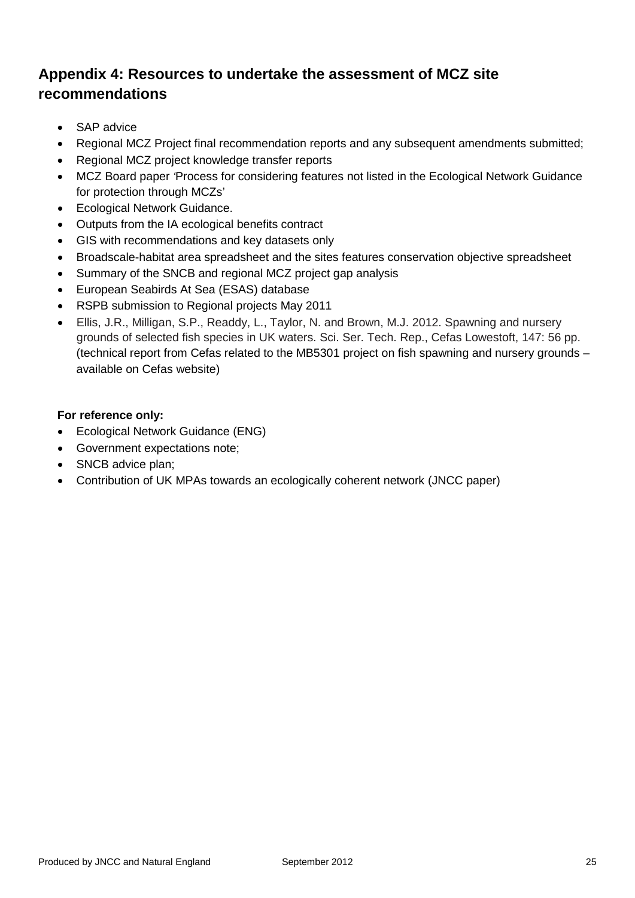## Appendix 4: Resources to undertake the assessment of MCZ site recommendations

- SAP advice
- Regional MCZ Project final recommendation reports and any subsequent amendments submitted;
- Regional MCZ project knowledge transfer reports
- MCZ Board paper 'Process for considering features not listed in the Ecological Network Guidance for protection through MCZs'
- Ecological Network Guidance.
- Outputs from the IA ecological benefits contract
- GIS with recommendations and key datasets only
- Broadscale-habitat area spreadsheet and the sites features conservation objective spreadsheet
- Summary of the SNCB and regional MCZ project gap analysis
- European Seabirds At Sea (ESAS) database
- RSPB submission to Regional projects May 2011
- Ellis, J.R., Milligan, S.P., Readdy, L., Taylor, N. and Brown, M.J. 2012. Spawning and nursery grounds of selected fish species in UK waters. Sci. Ser. Tech. Rep., Cefas Lowestoft, 147: 56 pp. (technical report from Cefas related to the MB5301 project on fish spawning and nursery grounds – available on Cefas website)

**For reference only:**

- Ecological Network Guidance (ENG)
- Government expectations note;
- SNCB advice plan;
- Contribution of UK MPAs towards an ecologically coherent network (JNCC paper)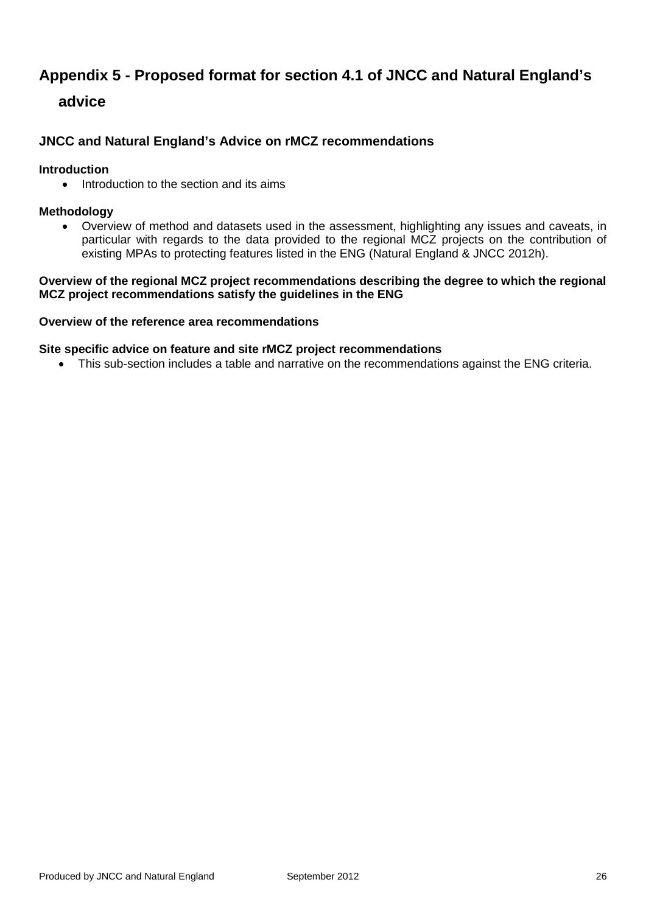# Appendix 5 - Proposed format for section 4.1 of JNCC and Natural England's advice

### JNCC and Natural England's Advice on rMCZ recommendations

**Introduction**

- Introduction to the section and its aims

**Methodology**

- Overview of method and datasets used in the assessment, highlighting any issues and caveats, in particular with regards to the data provided to the regional MCZ projects on the contribution of existing MPAs to protecting features listed in the ENG (Natural England & JNCC 2012h).

**Overview of the regional MCZ project recommendations describing the degree to which the regional MCZ project recommendations satisfy the guidelines in the ENG**

**Overview of the reference area recommendations**

**Site specific advice on feature and site rMCZ project recommendations**

- This sub-section includes a table and narrative on the recommendations against the ENG criteria.